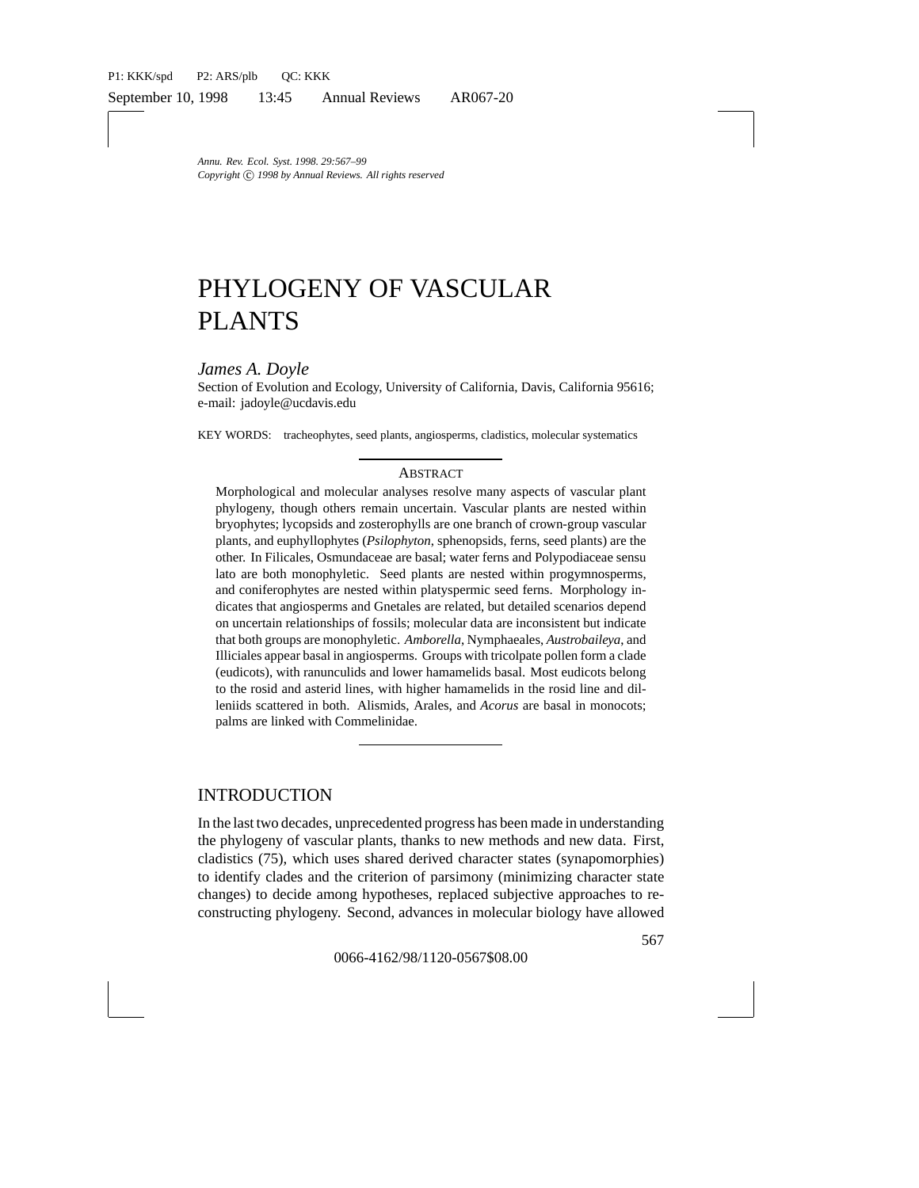*Annu. Rev. Ecol. Syst. 1998. 29:567–99*
*Copyright © 1998 by Annual Reviews. All rights reserved*

# PHYLOGENY OF VASCULAR PLANTS

*James A. Doyle*

Section of Evolution and Ecology, University of California, Davis, California 95616; e-mail: jadoyle@ucdavis.edu

KEY WORDS: tracheophytes, seed plants, angiosperms, cladistics, molecular systematics

## ABSTRACT

Morphological and molecular analyses resolve many aspects of vascular plant phylogeny, though others remain uncertain. Vascular plants are nested within bryophytes; lycopsids and zosterophylls are one branch of crown-group vascular plants, and euphyllophytes (*Psilophyton*, sphenopsids, ferns, seed plants) are the other. In Filicales, Osmundaceae are basal; water ferns and Polypodiaceae sensu lato are both monophyletic. Seed plants are nested within progymnosperms, and coniferophytes are nested within platyspermic seed ferns. Morphology indicates that angiosperms and Gnetales are related, but detailed scenarios depend on uncertain relationships of fossils; molecular data are inconsistent but indicate that both groups are monophyletic. *Amborella*, Nymphaeales, *Austrobaileya*, and Illiciales appear basal in angiosperms. Groups with tricolpate pollen form a clade (eudicots), with ranunculids and lower hamamelids basal. Most eudicots belong to the rosid and asterid lines, with higher hamamelids in the rosid line and dilleniids scattered in both. Alismids, Arales, and *Acorus* are basal in monocots; palms are linked with Commelinidae.

## INTRODUCTION

In the last two decades, unprecedented progress has been made in understanding the phylogeny of vascular plants, thanks to new methods and new data. First, cladistics (75), which uses shared derived character states (synapomorphies) to identify clades and the criterion of parsimony (minimizing character state changes) to decide among hypotheses, replaced subjective approaches to reconstructing phylogeny. Second, advances in molecular biology have allowed

0066-4162/98/1120-0567$08.00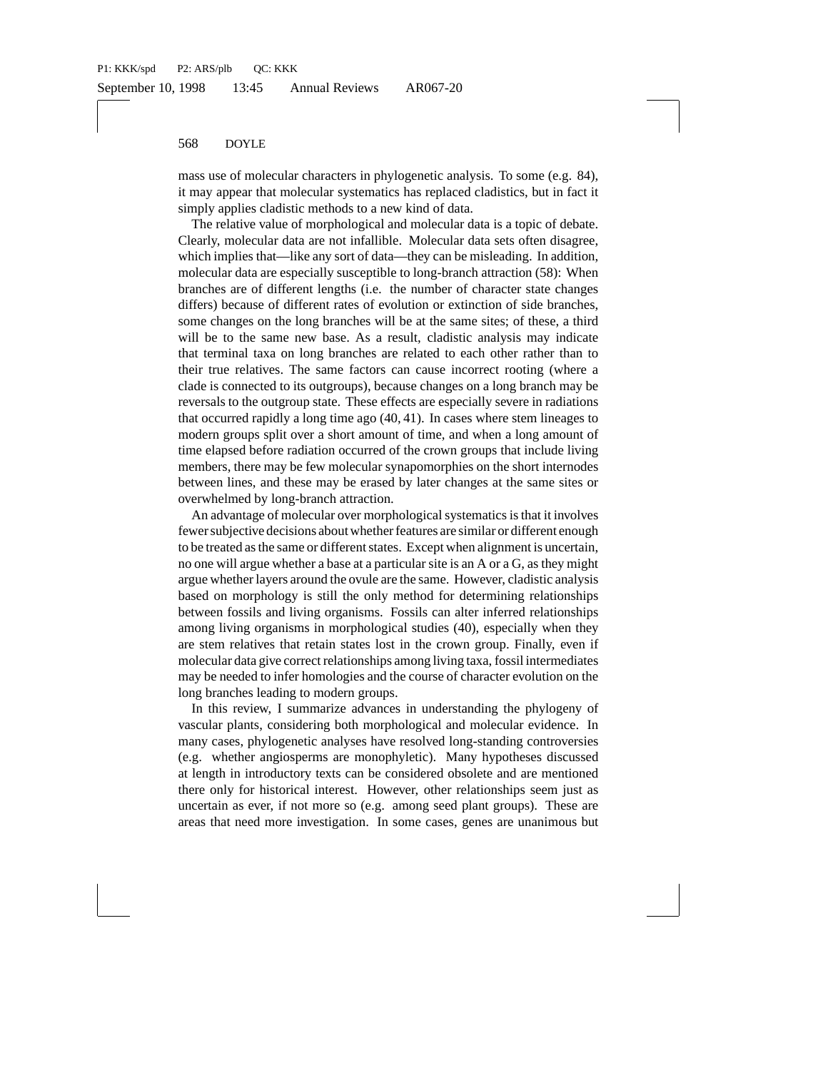mass use of molecular characters in phylogenetic analysis. To some (e.g. 84), it may appear that molecular systematics has replaced cladistics, but in fact it simply applies cladistic methods to a new kind of data.

The relative value of morphological and molecular data is a topic of debate. Clearly, molecular data are not infallible. Molecular data sets often disagree, which implies that—like any sort of data—they can be misleading. In addition, molecular data are especially susceptible to long-branch attraction (58): When branches are of different lengths (i.e. the number of character state changes differs) because of different rates of evolution or extinction of side branches, some changes on the long branches will be at the same sites; of these, a third will be to the same new base. As a result, cladistic analysis may indicate that terminal taxa on long branches are related to each other rather than to their true relatives. The same factors can cause incorrect rooting (where a clade is connected to its outgroups), because changes on a long branch may be reversals to the outgroup state. These effects are especially severe in radiations that occurred rapidly a long time ago (40, 41). In cases where stem lineages to modern groups split over a short amount of time, and when a long amount of time elapsed before radiation occurred of the crown groups that include living members, there may be few molecular synapomorphies on the short internodes between lines, and these may be erased by later changes at the same sites or overwhelmed by long-branch attraction.

An advantage of molecular over morphological systematics is that it involves fewer subjective decisions about whether features are similar or different enough to be treated as the same or different states. Except when alignment is uncertain, no one will argue whether a base at a particular site is an A or a G, as they might argue whether layers around the ovule are the same. However, cladistic analysis based on morphology is still the only method for determining relationships between fossils and living organisms. Fossils can alter inferred relationships among living organisms in morphological studies (40), especially when they are stem relatives that retain states lost in the crown group. Finally, even if molecular data give correct relationships among living taxa, fossil intermediates may be needed to infer homologies and the course of character evolution on the long branches leading to modern groups.

In this review, I summarize advances in understanding the phylogeny of vascular plants, considering both morphological and molecular evidence. In many cases, phylogenetic analyses have resolved long-standing controversies (e.g. whether angiosperms are monophyletic). Many hypotheses discussed at length in introductory texts can be considered obsolete and are mentioned there only for historical interest. However, other relationships seem just as uncertain as ever, if not more so (e.g. among seed plant groups). These are areas that need more investigation. In some cases, genes are unanimous but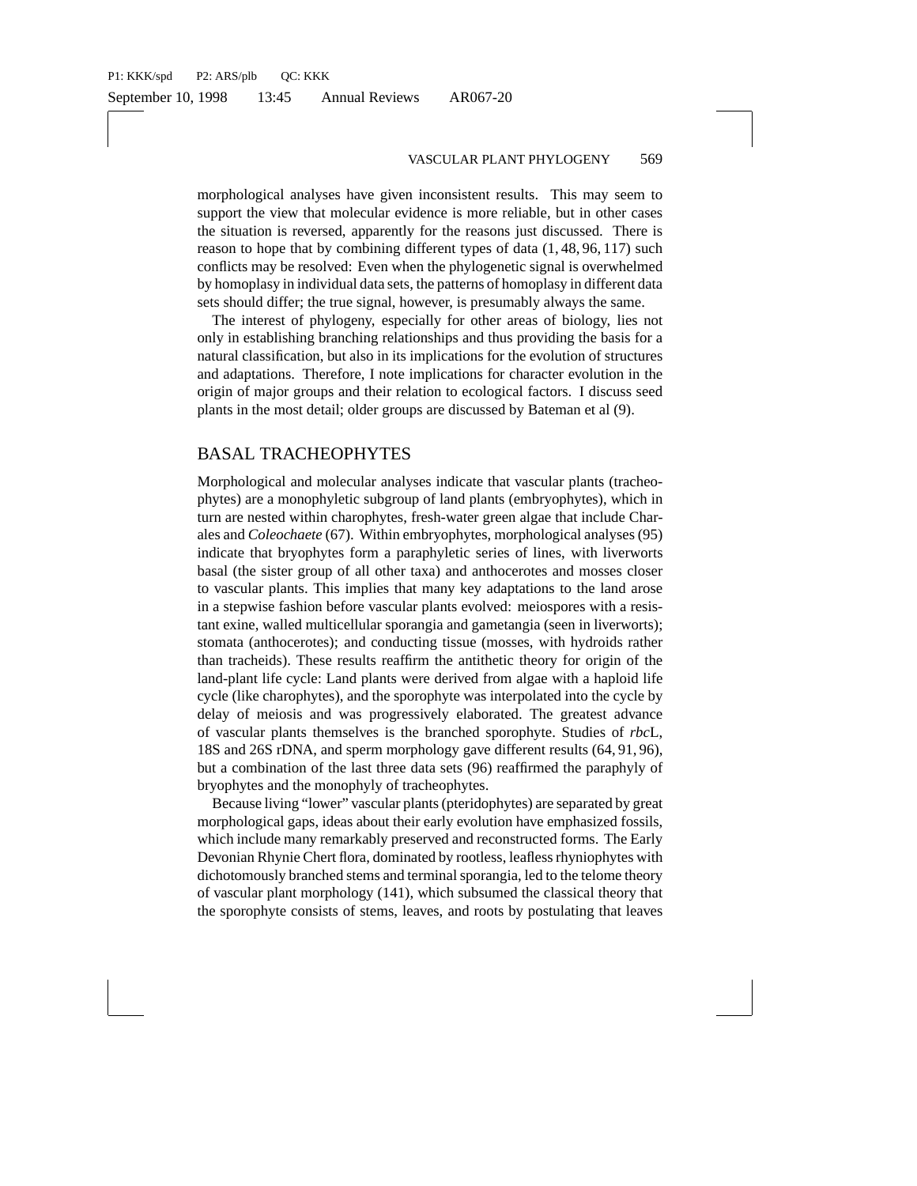morphological analyses have given inconsistent results. This may seem to support the view that molecular evidence is more reliable, but in other cases the situation is reversed, apparently for the reasons just discussed. There is reason to hope that by combining different types of data (1, 48, 96, 117) such conflicts may be resolved: Even when the phylogenetic signal is overwhelmed by homoplasy in individual data sets, the patterns of homoplasy in different data sets should differ; the true signal, however, is presumably always the same.

The interest of phylogeny, especially for other areas of biology, lies not only in establishing branching relationships and thus providing the basis for a natural classification, but also in its implications for the evolution of structures and adaptations. Therefore, I note implications for character evolution in the origin of major groups and their relation to ecological factors. I discuss seed plants in the most detail; older groups are discussed by Bateman et al (9).

## BASAL TRACHEOPHYTES

Morphological and molecular analyses indicate that vascular plants (tracheophytes) are a monophyletic subgroup of land plants (embryophytes), which in turn are nested within charophytes, fresh-water green algae that include Charales and *Coleochaete* (67). Within embryophytes, morphological analyses (95) indicate that bryophytes form a paraphyletic series of lines, with liverworts basal (the sister group of all other taxa) and anthocerotes and mosses closer to vascular plants. This implies that many key adaptations to the land arose in a stepwise fashion before vascular plants evolved: meiospores with a resistant exine, walled multicellular sporangia and gametangia (seen in liverworts); stomata (anthocerotes); and conducting tissue (mosses, with hydroids rather than tracheids). These results reaffirm the antithetic theory for origin of the land-plant life cycle: Land plants were derived from algae with a haploid life cycle (like charophytes), and the sporophyte was interpolated into the cycle by delay of meiosis and was progressively elaborated. The greatest advance of vascular plants themselves is the branched sporophyte. Studies of *rbc*L, 18S and 26S rDNA, and sperm morphology gave different results (64, 91, 96), but a combination of the last three data sets (96) reaffirmed the paraphyly of bryophytes and the monophyly of tracheophytes.

Because living "lower" vascular plants (pteridophytes) are separated by great morphological gaps, ideas about their early evolution have emphasized fossils, which include many remarkably preserved and reconstructed forms. The Early Devonian Rhynie Chert flora, dominated by rootless, leafless rhyniophytes with dichotomously branched stems and terminal sporangia, led to the telome theory of vascular plant morphology (141), which subsumed the classical theory that the sporophyte consists of stems, leaves, and roots by postulating that leaves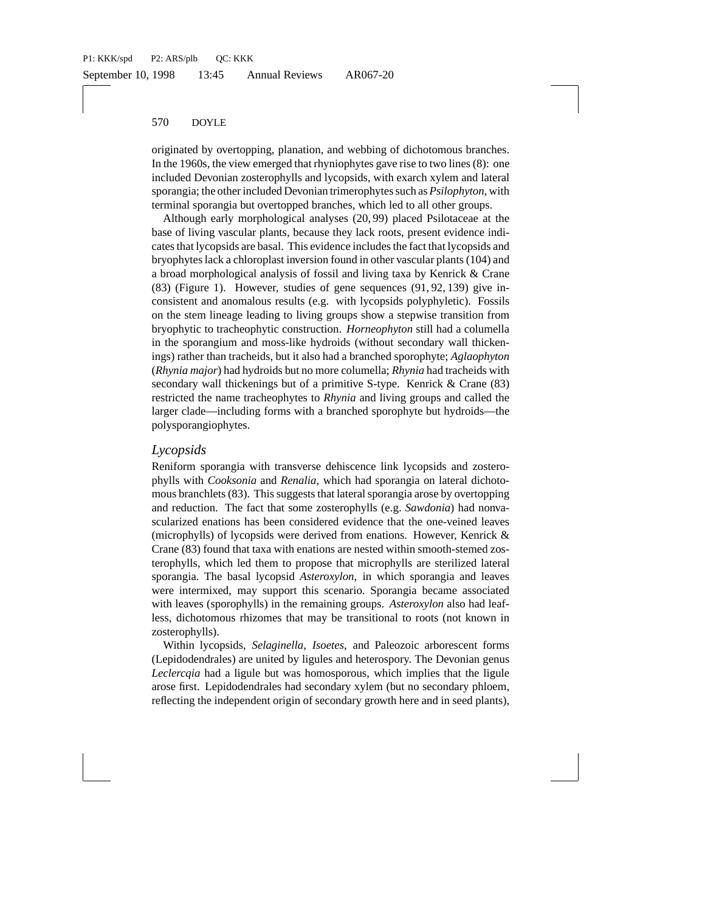originated by overtopping, planation, and webbing of dichotomous branches. In the 1960s, the view emerged that rhyniophytes gave rise to two lines (8): one included Devonian zosterophylls and lycopsids, with exarch xylem and lateral sporangia; the other included Devonian trimerophytes such as *Psilophyton*, with terminal sporangia but overtopped branches, which led to all other groups.

Although early morphological analyses (20, 99) placed Psilotaceae at the base of living vascular plants, because they lack roots, present evidence indicates that lycopsids are basal. This evidence includes the fact that lycopsids and bryophytes lack a chloroplast inversion found in other vascular plants (104) and a broad morphological analysis of fossil and living taxa by Kenrick & Crane (83) (Figure 1). However, studies of gene sequences (91, 92, 139) give inconsistent and anomalous results (e.g. with lycopsids polyphyletic). Fossils on the stem lineage leading to living groups show a stepwise transition from bryophytic to tracheophytic construction. *Horneophyton* still had a columella in the sporangium and moss-like hydroids (without secondary wall thickenings) rather than tracheids, but it also had a branched sporophyte; *Aglaophyton* (*Rhynia major*) had hydroids but no more columella; *Rhynia* had tracheids with secondary wall thickenings but of a primitive S-type. Kenrick & Crane (83) restricted the name tracheophytes to *Rhynia* and living groups and called the larger clade—including forms with a branched sporophyte but hydroids—the polysporangiophytes.

## *Lycopsids*

Reniform sporangia with transverse dehiscence link lycopsids and zosterophylls with *Cooksonia* and *Renalia*, which had sporangia on lateral dichotomous branchlets (83). This suggests that lateral sporangia arose by overtopping and reduction. The fact that some zosterophylls (e.g. *Sawdonia*) had nonvascularized enations has been considered evidence that the one-veined leaves (microphylls) of lycopsids were derived from enations. However, Kenrick & Crane (83) found that taxa with enations are nested within smooth-stemed zosterophylls, which led them to propose that microphylls are sterilized lateral sporangia. The basal lycopsid *Asteroxylon*, in which sporangia and leaves were intermixed, may support this scenario. Sporangia became associated with leaves (sporophylls) in the remaining groups. *Asteroxylon* also had leafless, dichotomous rhizomes that may be transitional to roots (not known in zosterophylls).

Within lycopsids, *Selaginella*, *Isoetes*, and Paleozoic arborescent forms (Lepidodendrales) are united by ligules and heterospory. The Devonian genus *Leclercqia* had a ligule but was homosporous, which implies that the ligule arose first. Lepidodendrales had secondary xylem (but no secondary phloem, reflecting the independent origin of secondary growth here and in seed plants),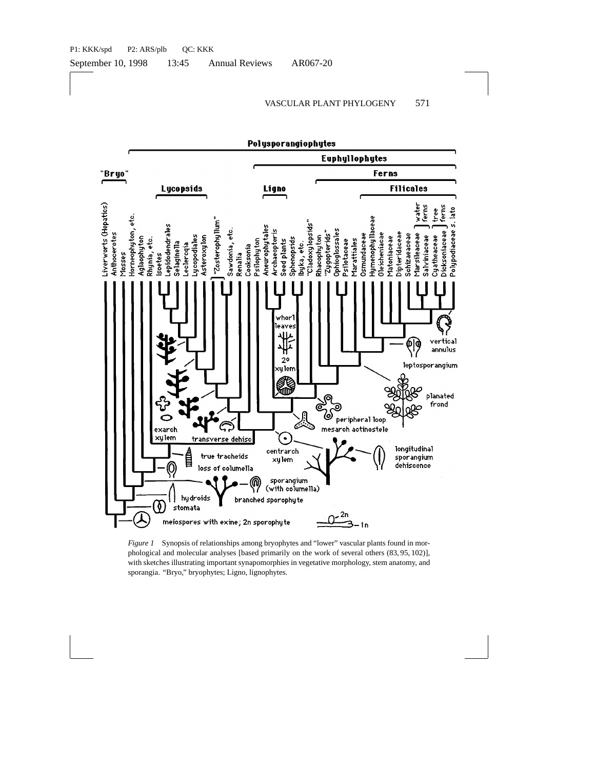*Figure 1* Synopsis of relationships among bryophytes and "lower" vascular plants found in morphological and molecular analyses [based primarily on the work of several others (83, 95, 102)], with sketches illustrating important synapomorphies in vegetative morphology, stem anatomy, and sporangia. "Bryo," bryophytes; Ligno, lignophytes.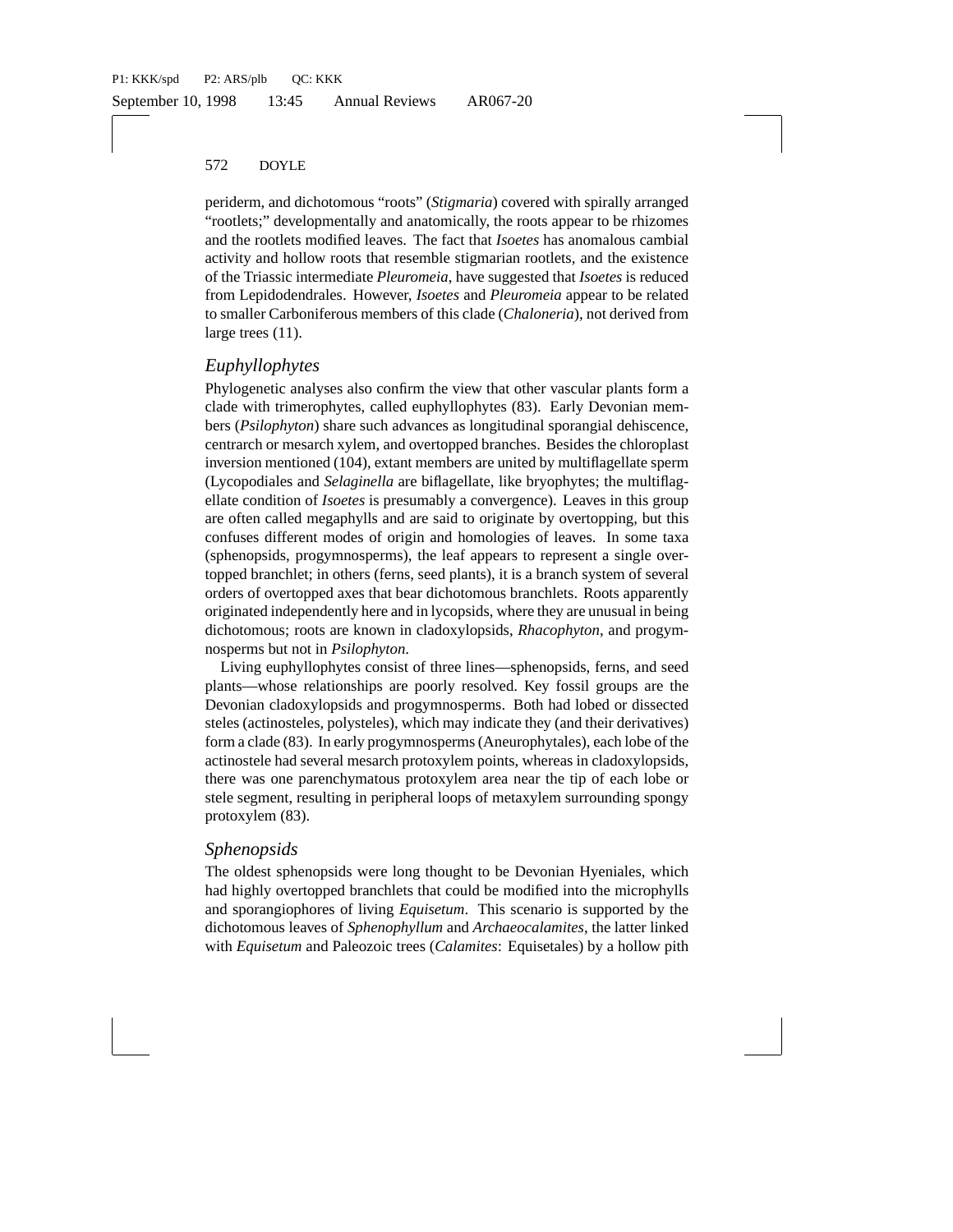periderm, and dichotomous "roots" (*Stigmaria*) covered with spirally arranged "rootlets;" developmentally and anatomically, the roots appear to be rhizomes and the rootlets modified leaves. The fact that *Isoetes* has anomalous cambial activity and hollow roots that resemble stigmarian rootlets, and the existence of the Triassic intermediate *Pleuromeia*, have suggested that *Isoetes* is reduced from Lepidodendrales. However, *Isoetes* and *Pleuromeia* appear to be related to smaller Carboniferous members of this clade (*Chaloneria*), not derived from large trees (11).

## *Euphyllophytes*

Phylogenetic analyses also confirm the view that other vascular plants form a clade with trimerophytes, called euphyllophytes (83). Early Devonian members (*Psilophyton*) share such advances as longitudinal sporangial dehiscence, centrarch or mesarch xylem, and overtopped branches. Besides the chloroplast inversion mentioned (104), extant members are united by multiflagellate sperm (Lycopodiales and *Selaginella* are biflagellate, like bryophytes; the multiflagellate condition of *Isoetes* is presumably a convergence). Leaves in this group are often called megaphylls and are said to originate by overtopping, but this confuses different modes of origin and homologies of leaves. In some taxa (sphenopsids, progymnosperms), the leaf appears to represent a single overtopped branchlet; in others (ferns, seed plants), it is a branch system of several orders of overtopped axes that bear dichotomous branchlets. Roots apparently originated independently here and in lycopsids, where they are unusual in being dichotomous; roots are known in cladoxylopsids, *Rhacophyton*, and progymnosperms but not in *Psilophyton*.

Living euphyllophytes consist of three lines—sphenopsids, ferns, and seed plants—whose relationships are poorly resolved. Key fossil groups are the Devonian cladoxylopsids and progymnosperms. Both had lobed or dissected steles (actinosteles, polysteles), which may indicate they (and their derivatives) form a clade (83). In early progymnosperms (Aneurophytales), each lobe of the actinostele had several mesarch protoxylem points, whereas in cladoxylopsids, there was one parenchymatous protoxylem area near the tip of each lobe or stele segment, resulting in peripheral loops of metaxylem surrounding spongy protoxylem (83).

## *Sphenopsids*

The oldest sphenopsids were long thought to be Devonian Hyeniales, which had highly overtopped branchlets that could be modified into the microphylls and sporangiophores of living *Equisetum*. This scenario is supported by the dichotomous leaves of *Sphenophyllum* and *Archaeocalamites*, the latter linked with *Equisetum* and Paleozoic trees (*Calamites*: Equisetales) by a hollow pith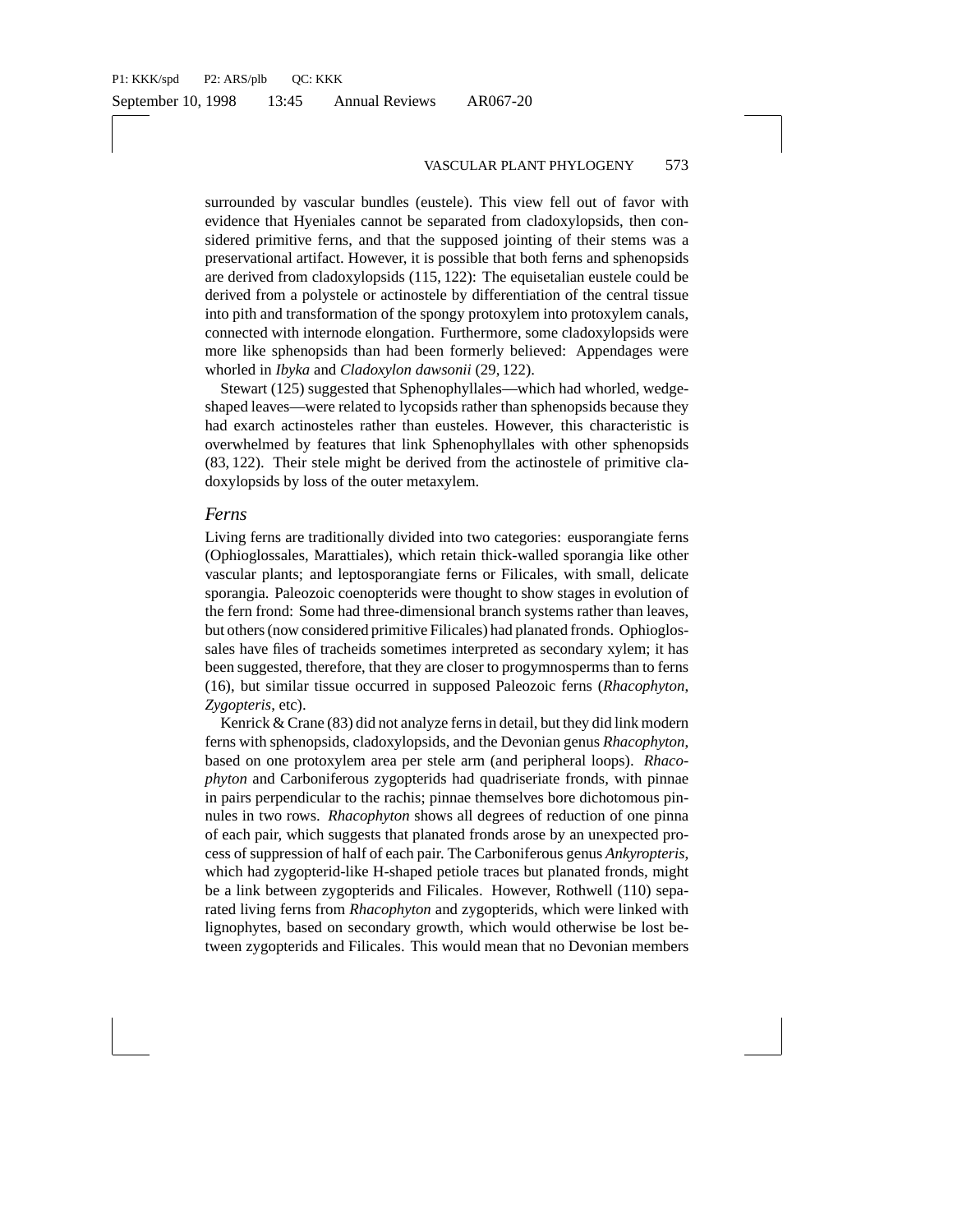surrounded by vascular bundles (eustele). This view fell out of favor with evidence that Hyeniales cannot be separated from cladoxylopsids, then considered primitive ferns, and that the supposed jointing of their stems was a preservational artifact. However, it is possible that both ferns and sphenopsids are derived from cladoxylopsids (115, 122): The equisetalian eustele could be derived from a polystele or actinostele by differentiation of the central tissue into pith and transformation of the spongy protoxylem into protoxylem canals, connected with internode elongation. Furthermore, some cladoxylopsids were more like sphenopsids than had been formerly believed: Appendages were whorled in *Ibyka* and *Cladoxylon dawsonii* (29, 122).

Stewart (125) suggested that Sphenophyllales—which had whorled, wedge-shaped leaves—were related to lycopsids rather than sphenopsids because they had exarch actinosteles rather than eusteles. However, this characteristic is overwhelmed by features that link Sphenophyllales with other sphenopsids (83, 122). Their stele might be derived from the actinostele of primitive cladoxylopsids by loss of the outer metaxylem.

### *Ferns*

Living ferns are traditionally divided into two categories: eusporangiate ferns (Ophioglossales, Marattiales), which retain thick-walled sporangia like other vascular plants; and leptosporangiate ferns or Filicales, with small, delicate sporangia. Paleozoic coenopterids were thought to show stages in evolution of the fern frond: Some had three-dimensional branch systems rather than leaves, but others (now considered primitive Filicales) had planated fronds. Ophioglossales have files of tracheids sometimes interpreted as secondary xylem; it has been suggested, therefore, that they are closer to progymnosperms than to ferns (16), but similar tissue occurred in supposed Paleozoic ferns (*Rhacophyton*, *Zygopteris*, etc).

Kenrick & Crane (83) did not analyze ferns in detail, but they did link modern ferns with sphenopsids, cladoxylopsids, and the Devonian genus *Rhacophyton*, based on one protoxylem area per stele arm (and peripheral loops). *Rhacophyton* and Carboniferous zygopterids had quadriseriate fronds, with pinnae in pairs perpendicular to the rachis; pinnae themselves bore dichotomous pinnules in two rows. *Rhacophyton* shows all degrees of reduction of one pinna of each pair, which suggests that planated fronds arose by an unexpected process of suppression of half of each pair. The Carboniferous genus *Ankyropteris*, which had zygopterid-like H-shaped petiole traces but planated fronds, might be a link between zygopterids and Filicales. However, Rothwell (110) separated living ferns from *Rhacophyton* and zygopterids, which were linked with lignophytes, based on secondary growth, which would otherwise be lost between zygopterids and Filicales. This would mean that no Devonian members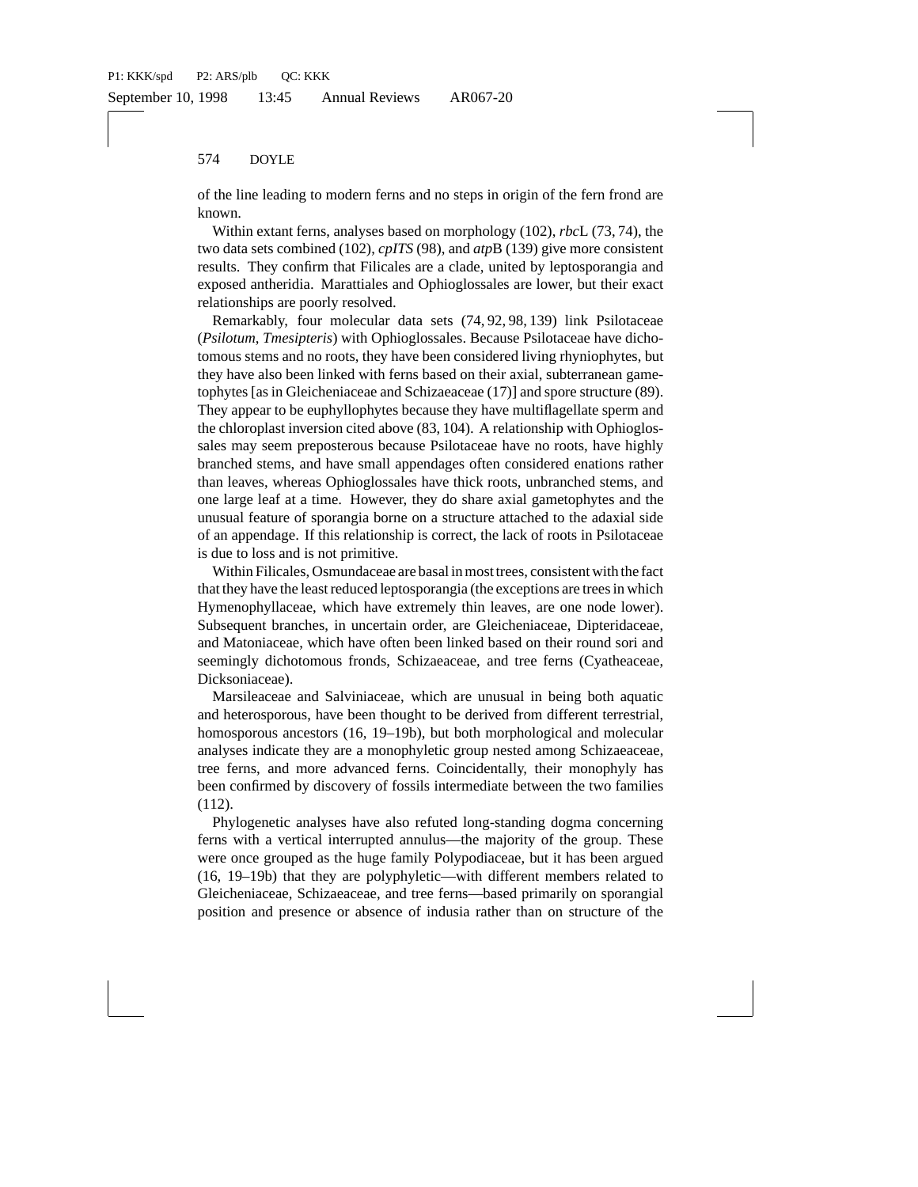of the line leading to modern ferns and no steps in origin of the fern frond are known.

Within extant ferns, analyses based on morphology (102), *rbc*L (73, 74), the two data sets combined (102), *cpITS* (98), and *atp*B (139) give more consistent results. They confirm that Filicales are a clade, united by leptosporangia and exposed antheridia. Marattiales and Ophioglossales are lower, but their exact relationships are poorly resolved.

Remarkably, four molecular data sets (74, 92, 98, 139) link Psilotaceae (*Psilotum*, *Tmesipteris*) with Ophioglossales. Because Psilotaceae have dichotomous stems and no roots, they have been considered living rhyniophytes, but they have also been linked with ferns based on their axial, subterranean gametophytes [as in Gleicheniaceae and Schizaeaceae (17)] and spore structure (89). They appear to be euphyllophytes because they have multiflagellate sperm and the chloroplast inversion cited above (83, 104). A relationship with Ophioglossales may seem preposterous because Psilotaceae have no roots, have highly branched stems, and have small appendages often considered enations rather than leaves, whereas Ophioglossales have thick roots, unbranched stems, and one large leaf at a time. However, they do share axial gametophytes and the unusual feature of sporangia borne on a structure attached to the adaxial side of an appendage. If this relationship is correct, the lack of roots in Psilotaceae is due to loss and is not primitive.

Within Filicales, Osmundaceae are basal in most trees, consistent with the fact that they have the least reduced leptosporangia (the exceptions are trees in which Hymenophyllaceae, which have extremely thin leaves, are one node lower). Subsequent branches, in uncertain order, are Gleicheniaceae, Dipteridaceae, and Matoniaceae, which have often been linked based on their round sori and seemingly dichotomous fronds, Schizaeaceae, and tree ferns (Cyatheaceae, Dicksoniaceae).

Marsileaceae and Salviniaceae, which are unusual in being both aquatic and heterosporous, have been thought to be derived from different terrestrial, homosporous ancestors (16, 19–19b), but both morphological and molecular analyses indicate they are a monophyletic group nested among Schizaeaceae, tree ferns, and more advanced ferns. Coincidentally, their monophyly has been confirmed by discovery of fossils intermediate between the two families (112).

Phylogenetic analyses have also refuted long-standing dogma concerning ferns with a vertical interrupted annulus—the majority of the group. These were once grouped as the huge family Polypodiaceae, but it has been argued (16, 19–19b) that they are polyphyletic—with different members related to Gleicheniaceae, Schizaeaceae, and tree ferns—based primarily on sporangial position and presence or absence of indusia rather than on structure of the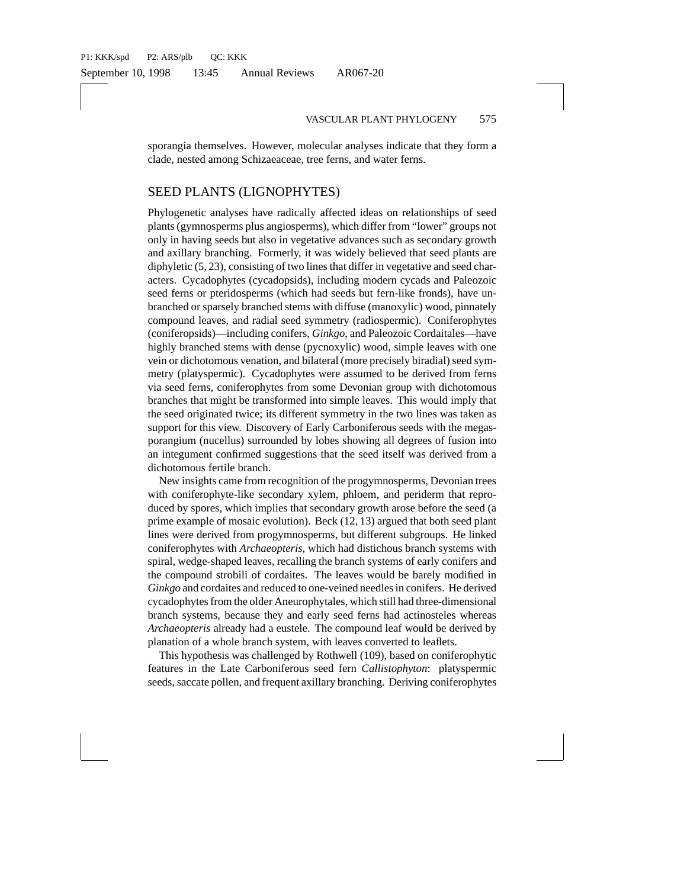sporangia themselves. However, molecular analyses indicate that they form a clade, nested among Schizaeaceae, tree ferns, and water ferns.

## SEED PLANTS (LIGNOPHYTES)

Phylogenetic analyses have radically affected ideas on relationships of seed plants (gymnosperms plus angiosperms), which differ from "lower" groups not only in having seeds but also in vegetative advances such as secondary growth and axillary branching. Formerly, it was widely believed that seed plants are diphyletic (5, 23), consisting of two lines that differ in vegetative and seed characters. Cycadophytes (cycadopsids), including modern cycads and Paleozoic seed ferns or pteridosperms (which had seeds but fern-like fronds), have unbranched or sparsely branched stems with diffuse (manoxylic) wood, pinnately compound leaves, and radial seed symmetry (radiospermic). Coniferophytes (coniferopsids)—including conifers, *Ginkgo*, and Paleozoic Cordaitales—have highly branched stems with dense (pycnoxylic) wood, simple leaves with one vein or dichotomous venation, and bilateral (more precisely biradial) seed symmetry (platyspermic). Cycadophytes were assumed to be derived from ferns via seed ferns, coniferophytes from some Devonian group with dichotomous branches that might be transformed into simple leaves. This would imply that the seed originated twice; its different symmetry in the two lines was taken as support for this view. Discovery of Early Carboniferous seeds with the megasporangium (nucellus) surrounded by lobes showing all degrees of fusion into an integument confirmed suggestions that the seed itself was derived from a dichotomous fertile branch.

New insights came from recognition of the progymnosperms, Devonian trees with coniferophyte-like secondary xylem, phloem, and periderm that reproduced by spores, which implies that secondary growth arose before the seed (a prime example of mosaic evolution). Beck (12, 13) argued that both seed plant lines were derived from progymnosperms, but different subgroups. He linked coniferophytes with *Archaeopteris*, which had distichous branch systems with spiral, wedge-shaped leaves, recalling the branch systems of early conifers and the compound strobili of cordaites. The leaves would be barely modified in *Ginkgo* and cordaites and reduced to one-veined needles in conifers. He derived cycadophytes from the older Aneurophytales, which still had three-dimensional branch systems, because they and early seed ferns had actinosteles whereas *Archaeopteris* already had a eustele. The compound leaf would be derived by planation of a whole branch system, with leaves converted to leaflets.

This hypothesis was challenged by Rothwell (109), based on coniferophytic features in the Late Carboniferous seed fern *Callistophyton*: platyspermic seeds, saccate pollen, and frequent axillary branching. Deriving coniferophytes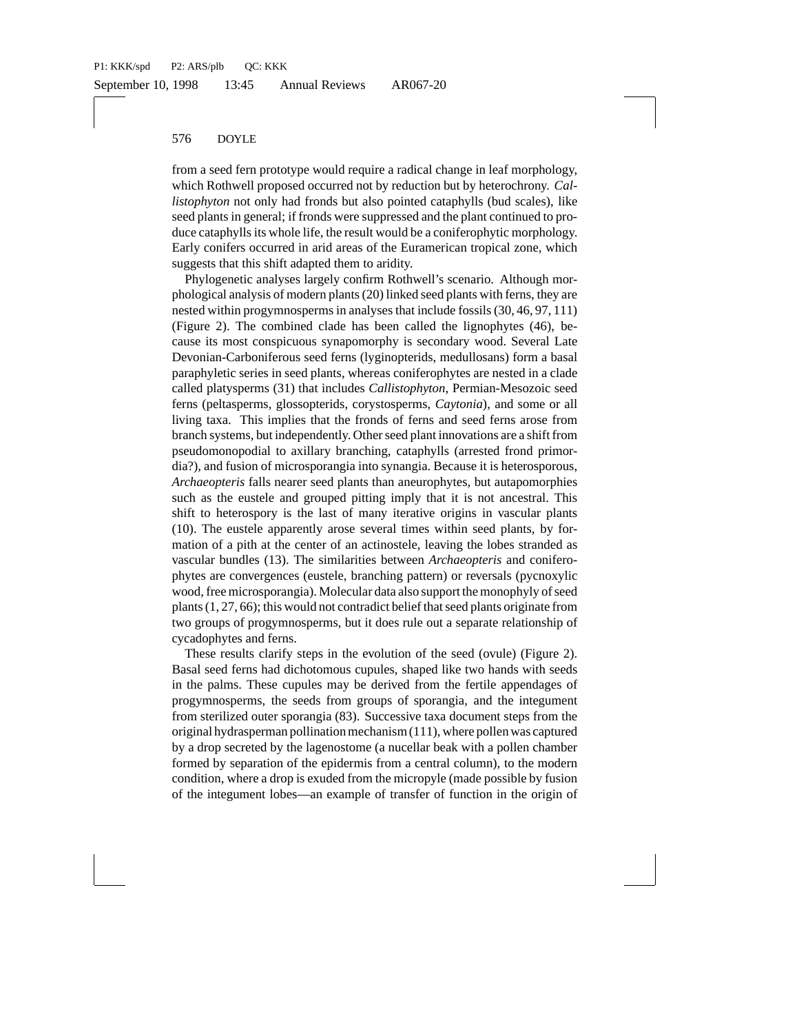from a seed fern prototype would require a radical change in leaf morphology, which Rothwell proposed occurred not by reduction but by heterochrony. *Callistophyton* not only had fronds but also pointed cataphylls (bud scales), like seed plants in general; if fronds were suppressed and the plant continued to produce cataphylls its whole life, the result would be a coniferophytic morphology. Early conifers occurred in arid areas of the Euramerican tropical zone, which suggests that this shift adapted them to aridity.

Phylogenetic analyses largely confirm Rothwell's scenario. Although morphological analysis of modern plants (20) linked seed plants with ferns, they are nested within progymnosperms in analyses that include fossils (30, 46, 97, 111) (Figure 2). The combined clade has been called the lignophytes (46), because its most conspicuous synapomorphy is secondary wood. Several Late Devonian-Carboniferous seed ferns (lyginopterids, medullosans) form a basal paraphyletic series in seed plants, whereas coniferophytes are nested in a clade called platysperms (31) that includes *Callistophyton*, Permian-Mesozoic seed ferns (peltasperms, glossopterids, corystosperms, *Caytonia*), and some or all living taxa. This implies that the fronds of ferns and seed ferns arose from branch systems, but independently. Other seed plant innovations are a shift from pseudomonopodial to axillary branching, cataphylls (arrested frond primordia?), and fusion of microsporangia into synangia. Because it is heterosporous, *Archaeopteris* falls nearer seed plants than aneurophytes, but autapomorphies such as the eustele and grouped pitting imply that it is not ancestral. This shift to heterospory is the last of many iterative origins in vascular plants (10). The eustele apparently arose several times within seed plants, by formation of a pith at the center of an actinostele, leaving the lobes stranded as vascular bundles (13). The similarities between *Archaeopteris* and coniferophytes are convergences (eustele, branching pattern) or reversals (pycnoxylic wood, free microsporangia). Molecular data also support the monophyly of seed plants (1, 27, 66); this would not contradict belief that seed plants originate from two groups of progymnosperms, but it does rule out a separate relationship of cycadophytes and ferns.

These results clarify steps in the evolution of the seed (ovule) (Figure 2). Basal seed ferns had dichotomous cupules, shaped like two hands with seeds in the palms. These cupules may be derived from the fertile appendages of progymnosperms, the seeds from groups of sporangia, and the integument from sterilized outer sporangia (83). Successive taxa document steps from the original hydrasperman pollination mechanism (111), where pollen was captured by a drop secreted by the lagenostome (a nucellar beak with a pollen chamber formed by separation of the epidermis from a central column), to the modern condition, where a drop is exuded from the micropyle (made possible by fusion of the integument lobes—an example of transfer of function in the origin of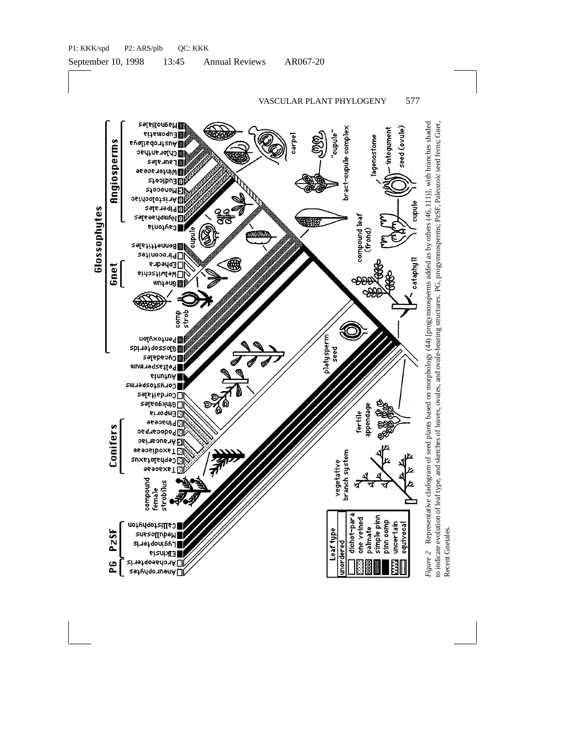*Figure 2* Representative cladogram of seed plants based on morphology (44) [progymnosperms added as by others (46, 111)], with branches shaded to indicate evolution of leaf type, and sketches of leaves, ovules, and ovule-bearing structures. PG, progymnosperms; PzSF, Paleozoic seed ferns; Gnet, Recent Gnetales.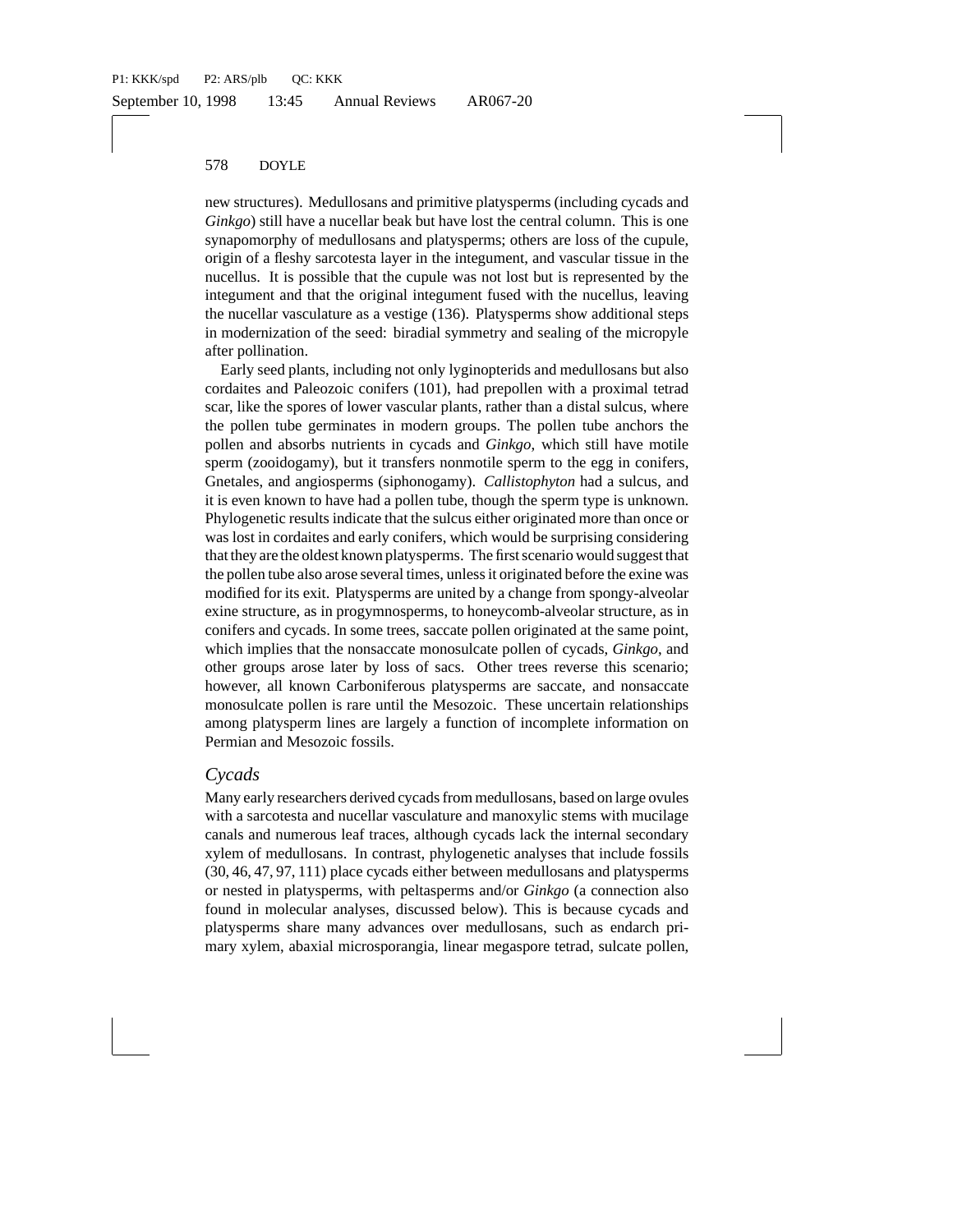new structures). Medullosans and primitive platysperms (including cycads and *Ginkgo*) still have a nucellar beak but have lost the central column. This is one synapomorphy of medullosans and platysperms; others are loss of the cupule, origin of a fleshy sarcotesta layer in the integument, and vascular tissue in the nucellus. It is possible that the cupule was not lost but is represented by the integument and that the original integument fused with the nucellus, leaving the nucellar vasculature as a vestige (136). Platysperms show additional steps in modernization of the seed: biradial symmetry and sealing of the micropyle after pollination.

Early seed plants, including not only lyginopterids and medullosans but also cordaites and Paleozoic conifers (101), had prepollen with a proximal tetrad scar, like the spores of lower vascular plants, rather than a distal sulcus, where the pollen tube germinates in modern groups. The pollen tube anchors the pollen and absorbs nutrients in cycads and *Ginkgo*, which still have motile sperm (zooidogamy), but it transfers nonmotile sperm to the egg in conifers, Gnetales, and angiosperms (siphonogamy). *Callistophyton* had a sulcus, and it is even known to have had a pollen tube, though the sperm type is unknown. Phylogenetic results indicate that the sulcus either originated more than once or was lost in cordaites and early conifers, which would be surprising considering that they are the oldest known platysperms. The first scenario would suggest that the pollen tube also arose several times, unless it originated before the exine was modified for its exit. Platysperms are united by a change from spongy-alveolar exine structure, as in progymnosperms, to honeycomb-alveolar structure, as in conifers and cycads. In some trees, saccate pollen originated at the same point, which implies that the nonsaccate monosulcate pollen of cycads, *Ginkgo*, and other groups arose later by loss of sacs. Other trees reverse this scenario; however, all known Carboniferous platysperms are saccate, and nonsaccate monosulcate pollen is rare until the Mesozoic. These uncertain relationships among platysperm lines are largely a function of incomplete information on Permian and Mesozoic fossils.

## *Cycads*

Many early researchers derived cycads from medullosans, based on large ovules with a sarcotesta and nucellar vasculature and manoxylic stems with mucilage canals and numerous leaf traces, although cycads lack the internal secondary xylem of medullosans. In contrast, phylogenetic analyses that include fossils (30, 46, 47, 97, 111) place cycads either between medullosans and platysperms or nested in platysperms, with peltasperms and/or *Ginkgo* (a connection also found in molecular analyses, discussed below). This is because cycads and platysperms share many advances over medullosans, such as endarch primary xylem, abaxial microsporangia, linear megaspore tetrad, sulcate pollen,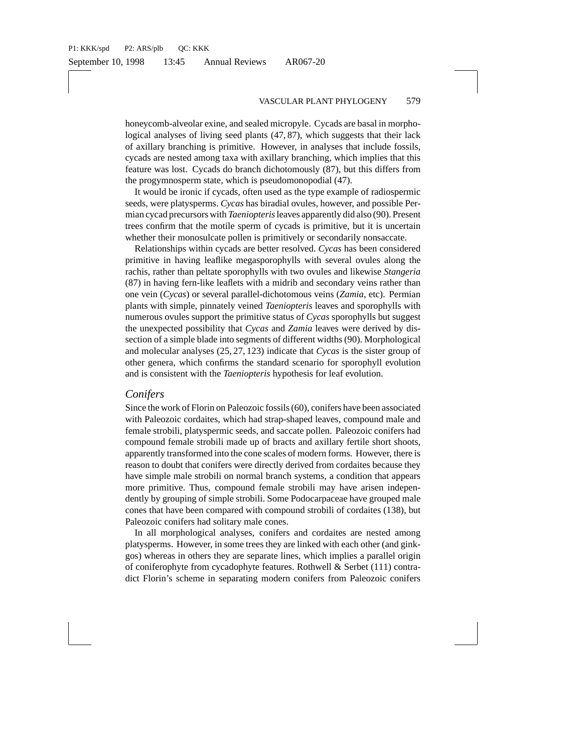honeycomb-alveolar exine, and sealed micropyle. Cycads are basal in morphological analyses of living seed plants (47, 87), which suggests that their lack of axillary branching is primitive. However, in analyses that include fossils, cycads are nested among taxa with axillary branching, which implies that this feature was lost. Cycads do branch dichotomously (87), but this differs from the progymnosperm state, which is pseudomonopodial (47).

It would be ironic if cycads, often used as the type example of radiospermic seeds, were platysperms. *Cycas* has biradial ovules, however, and possible Permian cycad precursors with *Taeniopteris* leaves apparently did also (90). Present trees confirm that the motile sperm of cycads is primitive, but it is uncertain whether their monosulcate pollen is primitively or secondarily nonsaccate.

Relationships within cycads are better resolved. *Cycas* has been considered primitive in having leaflike megasporophylls with several ovules along the rachis, rather than peltate sporophylls with two ovules and likewise *Stangeria* (87) in having fern-like leaflets with a midrib and secondary veins rather than one vein (*Cycas*) or several parallel-dichotomous veins (*Zamia*, etc). Permian plants with simple, pinnately veined *Taeniopteris* leaves and sporophylls with numerous ovules support the primitive status of *Cycas* sporophylls but suggest the unexpected possibility that *Cycas* and *Zamia* leaves were derived by dissection of a simple blade into segments of different widths (90). Morphological and molecular analyses (25, 27, 123) indicate that *Cycas* is the sister group of other genera, which confirms the standard scenario for sporophyll evolution and is consistent with the *Taeniopteris* hypothesis for leaf evolution.

### *Conifers*

Since the work of Florin on Paleozoic fossils (60), conifers have been associated with Paleozoic cordaites, which had strap-shaped leaves, compound male and female strobili, platyspermic seeds, and saccate pollen. Paleozoic conifers had compound female strobili made up of bracts and axillary fertile short shoots, apparently transformed into the cone scales of modern forms. However, there is reason to doubt that conifers were directly derived from cordaites because they have simple male strobili on normal branch systems, a condition that appears more primitive. Thus, compound female strobili may have arisen independently by grouping of simple strobili. Some Podocarpaceae have grouped male cones that have been compared with compound strobili of cordaites (138), but Paleozoic conifers had solitary male cones.

In all morphological analyses, conifers and cordaites are nested among platysperms. However, in some trees they are linked with each other (and ginkgos) whereas in others they are separate lines, which implies a parallel origin of coniferophyte from cycadophyte features. Rothwell & Serbet (111) contradict Florin's scheme in separating modern conifers from Paleozoic conifers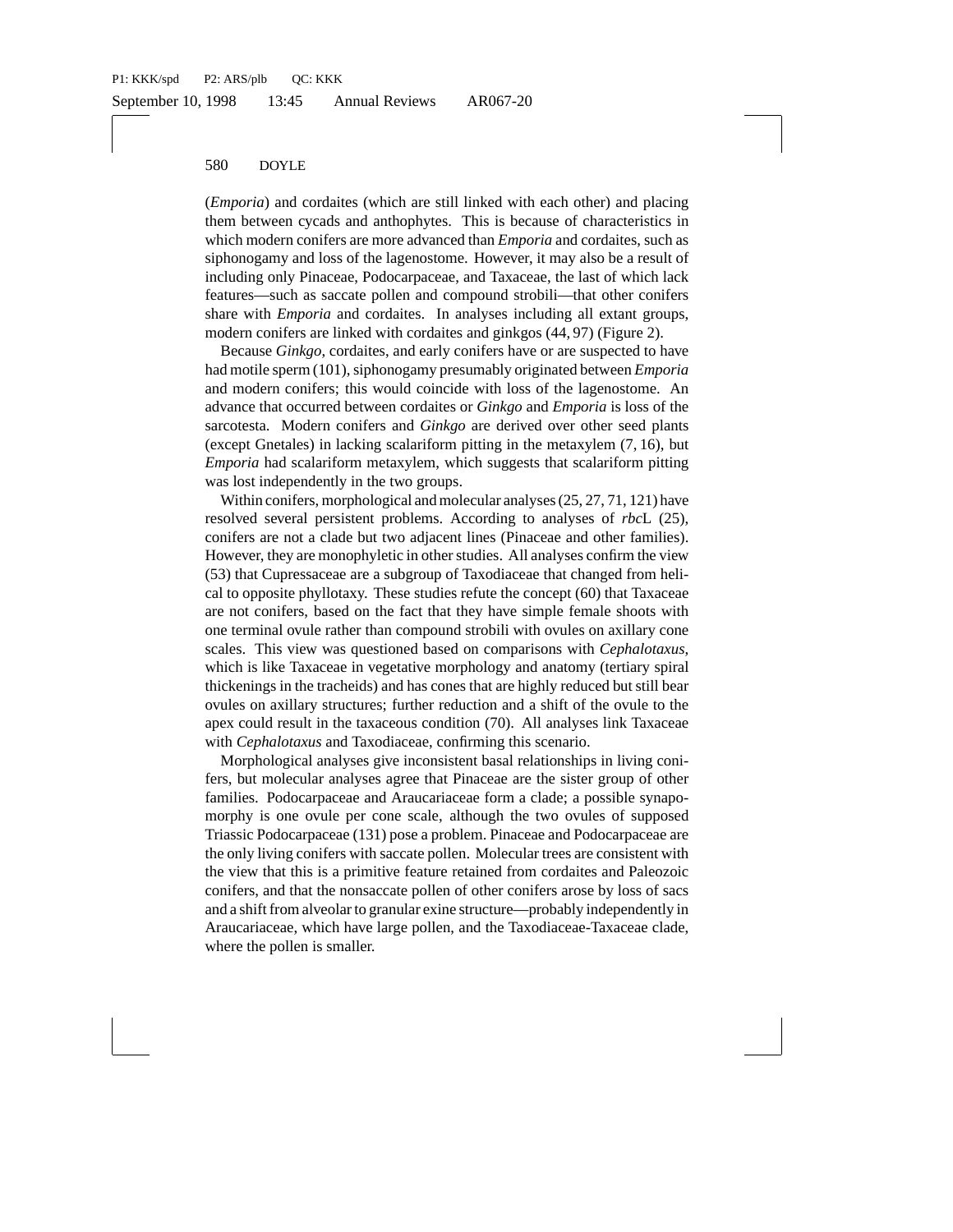(*Emporia*) and cordaites (which are still linked with each other) and placing them between cycads and anthophytes. This is because of characteristics in which modern conifers are more advanced than *Emporia* and cordaites, such as siphonogamy and loss of the lagenostome. However, it may also be a result of including only Pinaceae, Podocarpaceae, and Taxaceae, the last of which lack features—such as saccate pollen and compound strobili—that other conifers share with *Emporia* and cordaites. In analyses including all extant groups, modern conifers are linked with cordaites and ginkgos (44, 97) (Figure 2).

Because *Ginkgo*, cordaites, and early conifers have or are suspected to have had motile sperm (101), siphonogamy presumably originated between *Emporia* and modern conifers; this would coincide with loss of the lagenostome. An advance that occurred between cordaites or *Ginkgo* and *Emporia* is loss of the sarcotesta. Modern conifers and *Ginkgo* are derived over other seed plants (except Gnetales) in lacking scalariform pitting in the metaxylem (7, 16), but *Emporia* had scalariform metaxylem, which suggests that scalariform pitting was lost independently in the two groups.

Within conifers, morphological and molecular analyses (25, 27, 71, 121) have resolved several persistent problems. According to analyses of *rbc*L (25), conifers are not a clade but two adjacent lines (Pinaceae and other families). However, they are monophyletic in other studies. All analyses confirm the view (53) that Cupressaceae are a subgroup of Taxodiaceae that changed from helical to opposite phyllotaxy. These studies refute the concept (60) that Taxaceae are not conifers, based on the fact that they have simple female shoots with one terminal ovule rather than compound strobili with ovules on axillary cone scales. This view was questioned based on comparisons with *Cephalotaxus*, which is like Taxaceae in vegetative morphology and anatomy (tertiary spiral thickenings in the tracheids) and has cones that are highly reduced but still bear ovules on axillary structures; further reduction and a shift of the ovule to the apex could result in the taxaceous condition (70). All analyses link Taxaceae with *Cephalotaxus* and Taxodiaceae, confirming this scenario.

Morphological analyses give inconsistent basal relationships in living conifers, but molecular analyses agree that Pinaceae are the sister group of other families. Podocarpaceae and Araucariaceae form a clade; a possible synapomorphy is one ovule per cone scale, although the two ovules of supposed Triassic Podocarpaceae (131) pose a problem. Pinaceae and Podocarpaceae are the only living conifers with saccate pollen. Molecular trees are consistent with the view that this is a primitive feature retained from cordaites and Paleozoic conifers, and that the nonsaccate pollen of other conifers arose by loss of sacs and a shift from alveolar to granular exine structure—probably independently in Araucariaceae, which have large pollen, and the Taxodiaceae-Taxaceae clade, where the pollen is smaller.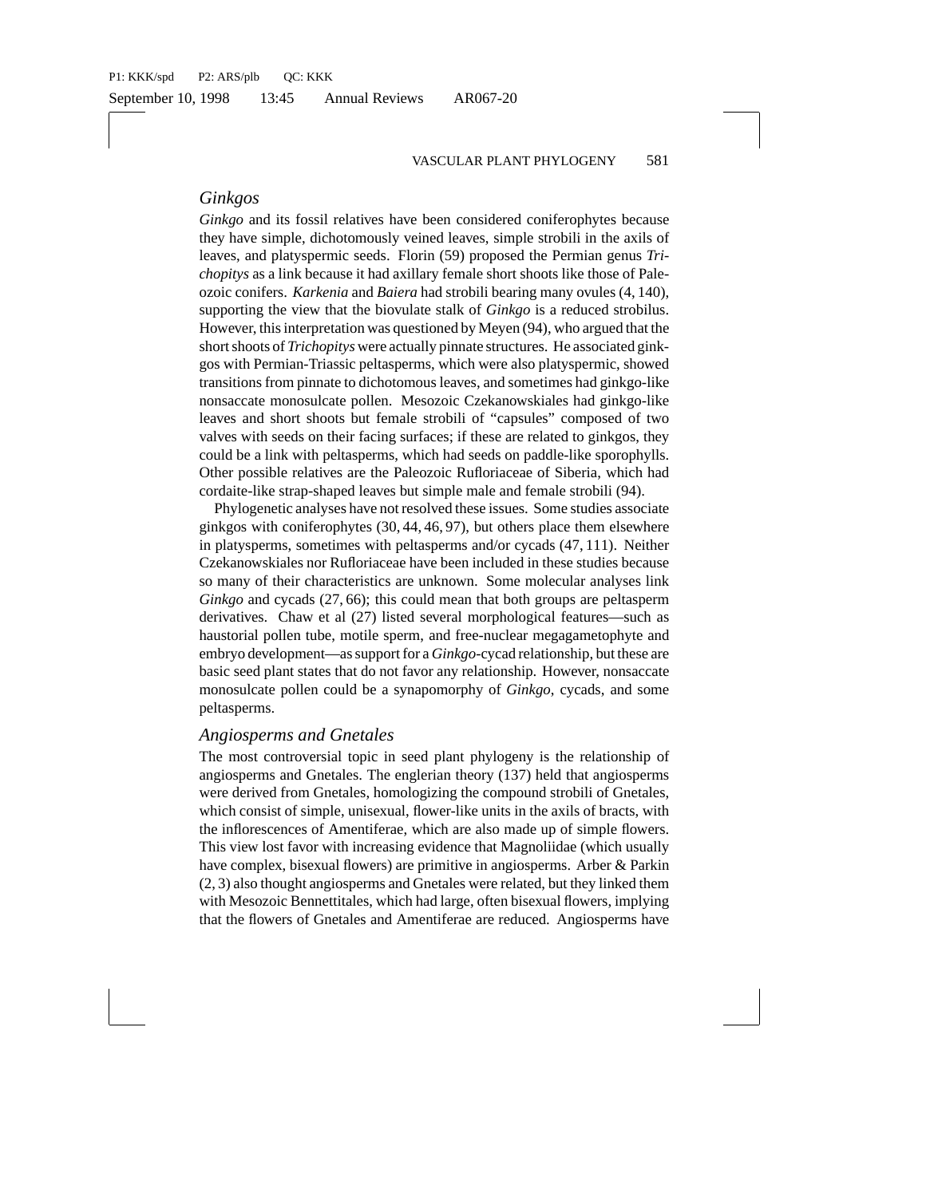### *Ginkgos*

*Ginkgo* and its fossil relatives have been considered coniferophytes because they have simple, dichotomously veined leaves, simple strobili in the axils of leaves, and platyspermic seeds. Florin (59) proposed the Permian genus *Trichopitys* as a link because it had axillary female short shoots like those of Paleozoic conifers. *Karkenia* and *Baiera* had strobili bearing many ovules (4, 140), supporting the view that the biovulate stalk of *Ginkgo* is a reduced strobilus. However, this interpretation was questioned by Meyen (94), who argued that the short shoots of *Trichopitys* were actually pinnate structures. He associated ginkgos with Permian-Triassic peltasperms, which were also platyspermic, showed transitions from pinnate to dichotomous leaves, and sometimes had ginkgo-like nonsaccate monosulcate pollen. Mesozoic Czekanowskiales had ginkgo-like leaves and short shoots but female strobili of "capsules" composed of two valves with seeds on their facing surfaces; if these are related to ginkgos, they could be a link with peltasperms, which had seeds on paddle-like sporophylls. Other possible relatives are the Paleozoic Rufloriaceae of Siberia, which had cordaite-like strap-shaped leaves but simple male and female strobili (94).

Phylogenetic analyses have not resolved these issues. Some studies associate ginkgos with coniferophytes (30, 44, 46, 97), but others place them elsewhere in platysperms, sometimes with peltasperms and/or cycads (47, 111). Neither Czekanowskiales nor Rufloriaceae have been included in these studies because so many of their characteristics are unknown. Some molecular analyses link *Ginkgo* and cycads (27, 66); this could mean that both groups are peltasperm derivatives. Chaw et al (27) listed several morphological features—such as haustorial pollen tube, motile sperm, and free-nuclear megagametophyte and embryo development—as support for a *Ginkgo*-cycad relationship, but these are basic seed plant states that do not favor any relationship. However, nonsaccate monosulcate pollen could be a synapomorphy of *Ginkgo*, cycads, and some peltasperms.

### *Angiosperms and Gnetales*

The most controversial topic in seed plant phylogeny is the relationship of angiosperms and Gnetales. The englerian theory (137) held that angiosperms were derived from Gnetales, homologizing the compound strobili of Gnetales, which consist of simple, unisexual, flower-like units in the axils of bracts, with the inflorescences of Amentiferae, which are also made up of simple flowers. This view lost favor with increasing evidence that Magnoliidae (which usually have complex, bisexual flowers) are primitive in angiosperms. Arber & Parkin (2, 3) also thought angiosperms and Gnetales were related, but they linked them with Mesozoic Bennettitales, which had large, often bisexual flowers, implying that the flowers of Gnetales and Amentiferae are reduced. Angiosperms have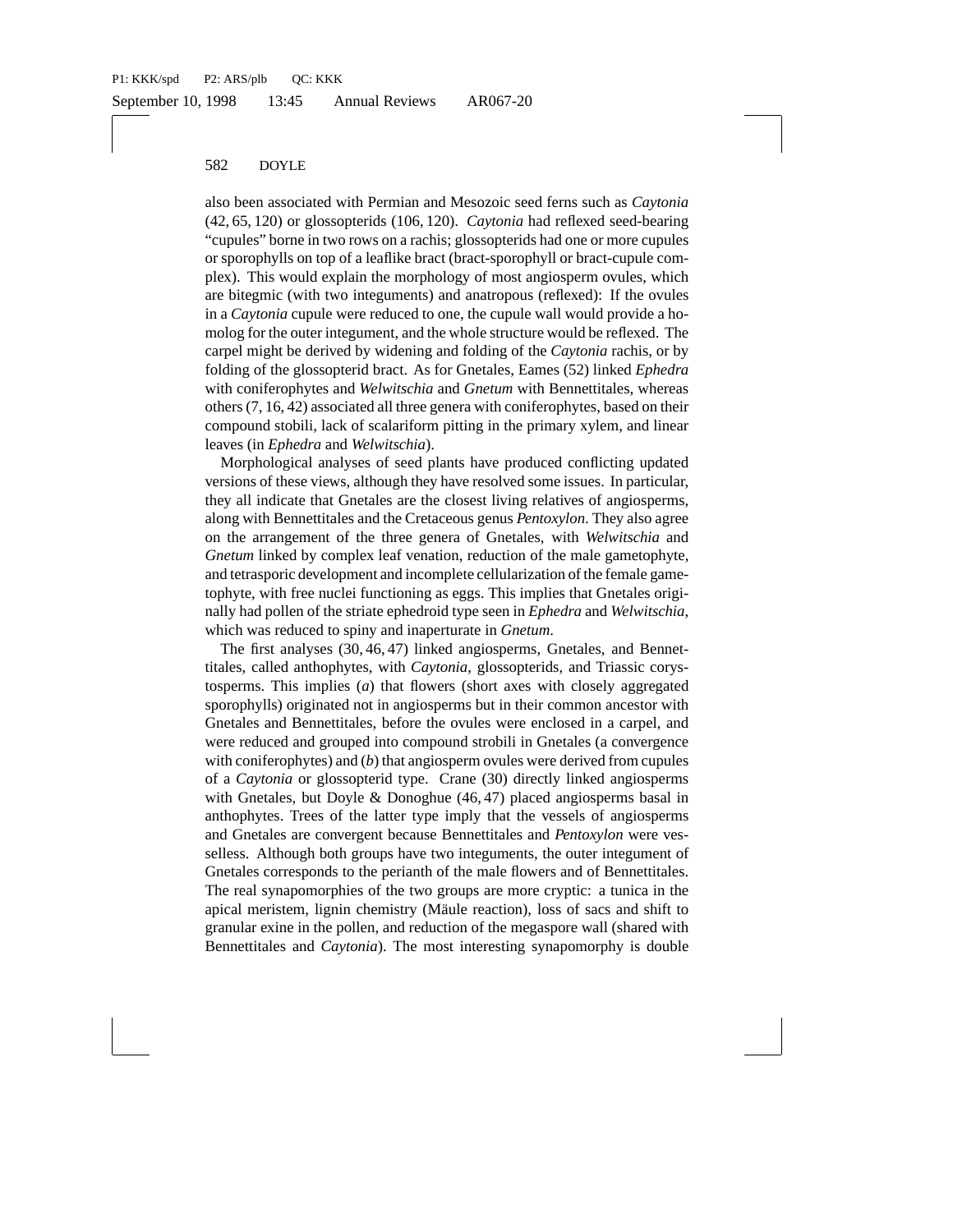also been associated with Permian and Mesozoic seed ferns such as *Caytonia* (42, 65, 120) or glossopterids (106, 120). *Caytonia* had reflexed seed-bearing "cupules" borne in two rows on a rachis; glossopterids had one or more cupules or sporophylls on top of a leaflike bract (bract-sporophyll or bract-cupule complex). This would explain the morphology of most angiosperm ovules, which are bitegmic (with two integuments) and anatropous (reflexed): If the ovules in a *Caytonia* cupule were reduced to one, the cupule wall would provide a homolog for the outer integument, and the whole structure would be reflexed. The carpel might be derived by widening and folding of the *Caytonia* rachis, or by folding of the glossopterid bract. As for Gnetales, Eames (52) linked *Ephedra* with coniferophytes and *Welwitschia* and *Gnetum* with Bennettitales, whereas others (7, 16, 42) associated all three genera with coniferophytes, based on their compound stobili, lack of scalariform pitting in the primary xylem, and linear leaves (in *Ephedra* and *Welwitschia*).

Morphological analyses of seed plants have produced conflicting updated versions of these views, although they have resolved some issues. In particular, they all indicate that Gnetales are the closest living relatives of angiosperms, along with Bennettitales and the Cretaceous genus *Pentoxylon*. They also agree on the arrangement of the three genera of Gnetales, with *Welwitschia* and *Gnetum* linked by complex leaf venation, reduction of the male gametophyte, and tetrasporic development and incomplete cellularization of the female gametophyte, with free nuclei functioning as eggs. This implies that Gnetales originally had pollen of the striate ephedroid type seen in *Ephedra* and *Welwitschia*, which was reduced to spiny and inaperturate in *Gnetum*.

The first analyses (30, 46, 47) linked angiosperms, Gnetales, and Bennettitales, called anthophytes, with *Caytonia*, glossopterids, and Triassic corystosperms. This implies (*a*) that flowers (short axes with closely aggregated sporophylls) originated not in angiosperms but in their common ancestor with Gnetales and Bennettitales, before the ovules were enclosed in a carpel, and were reduced and grouped into compound strobili in Gnetales (a convergence with coniferophytes) and (*b*) that angiosperm ovules were derived from cupules of a *Caytonia* or glossopterid type. Crane (30) directly linked angiosperms with Gnetales, but Doyle & Donoghue (46, 47) placed angiosperms basal in anthophytes. Trees of the latter type imply that the vessels of angiosperms and Gnetales are convergent because Bennettitales and *Pentoxylon* were vesselless. Although both groups have two integuments, the outer integument of Gnetales corresponds to the perianth of the male flowers and of Bennettitales. The real synapomorphies of the two groups are more cryptic: a tunica in the apical meristem, lignin chemistry (Mäule reaction), loss of sacs and shift to granular exine in the pollen, and reduction of the megaspore wall (shared with Bennettitales and *Caytonia*). The most interesting synapomorphy is double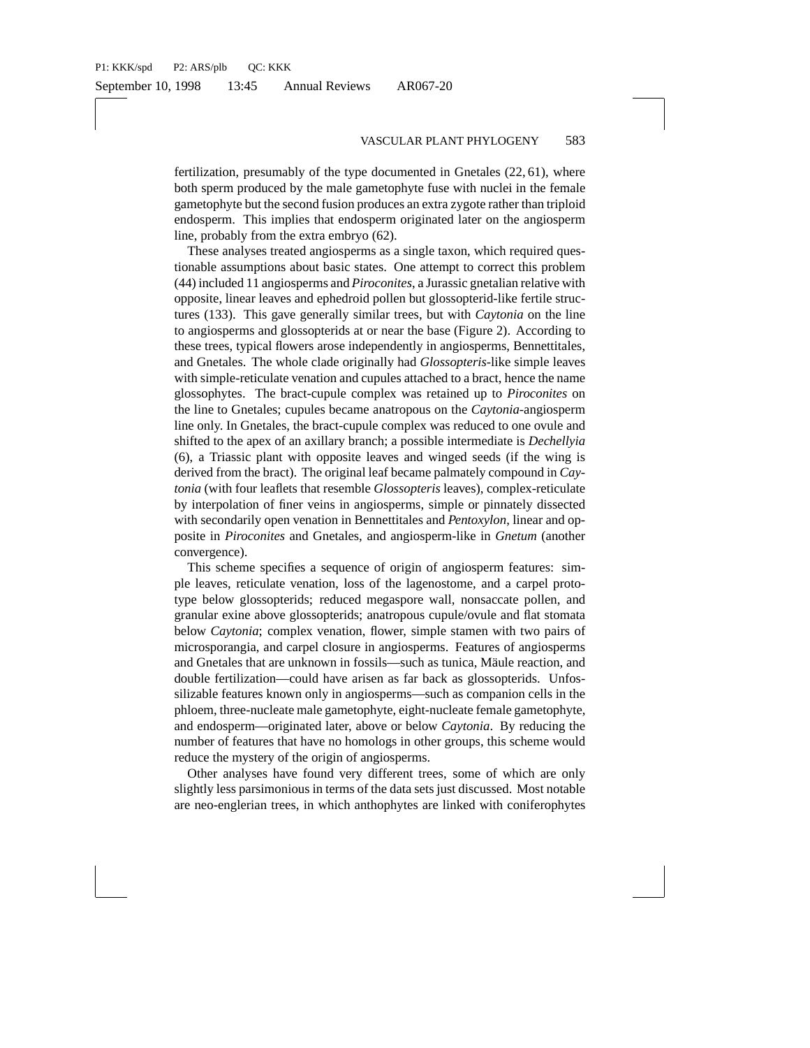fertilization, presumably of the type documented in Gnetales (22, 61), where both sperm produced by the male gametophyte fuse with nuclei in the female gametophyte but the second fusion produces an extra zygote rather than triploid endosperm. This implies that endosperm originated later on the angiosperm line, probably from the extra embryo (62).

These analyses treated angiosperms as a single taxon, which required questionable assumptions about basic states. One attempt to correct this problem (44) included 11 angiosperms and *Piroconites*, a Jurassic gnetalian relative with opposite, linear leaves and ephedroid pollen but glossopterid-like fertile structures (133). This gave generally similar trees, but with *Caytonia* on the line to angiosperms and glossopterids at or near the base (Figure 2). According to these trees, typical flowers arose independently in angiosperms, Bennettitales, and Gnetales. The whole clade originally had *Glossopteris*-like simple leaves with simple-reticulate venation and cupules attached to a bract, hence the name glossophytes. The bract-cupule complex was retained up to *Piroconites* on the line to Gnetales; cupules became anatropous on the *Caytonia*-angiosperm line only. In Gnetales, the bract-cupule complex was reduced to one ovule and shifted to the apex of an axillary branch; a possible intermediate is *Dechellyia* (6), a Triassic plant with opposite leaves and winged seeds (if the wing is derived from the bract). The original leaf became palmately compound in *Caytonia* (with four leaflets that resemble *Glossopteris* leaves), complex-reticulate by interpolation of finer veins in angiosperms, simple or pinnately dissected with secondarily open venation in Bennettitales and *Pentoxylon*, linear and opposite in *Piroconites* and Gnetales, and angiosperm-like in *Gnetum* (another convergence).

This scheme specifies a sequence of origin of angiosperm features: simple leaves, reticulate venation, loss of the lagenostome, and a carpel prototype below glossopterids; reduced megaspore wall, nonsaccate pollen, and granular exine above glossopterids; anatropous cupule/ovule and flat stomata below *Caytonia*; complex venation, flower, simple stamen with two pairs of microsporangia, and carpel closure in angiosperms. Features of angiosperms and Gnetales that are unknown in fossils—such as tunica, Mäule reaction, and double fertilization—could have arisen as far back as glossopterids. Unfossilizable features known only in angiosperms—such as companion cells in the phloem, three-nucleate male gametophyte, eight-nucleate female gametophyte, and endosperm—originated later, above or below *Caytonia*. By reducing the number of features that have no homologs in other groups, this scheme would reduce the mystery of the origin of angiosperms.

Other analyses have found very different trees, some of which are only slightly less parsimonious in terms of the data sets just discussed. Most notable are neo-englerian trees, in which anthophytes are linked with coniferophytes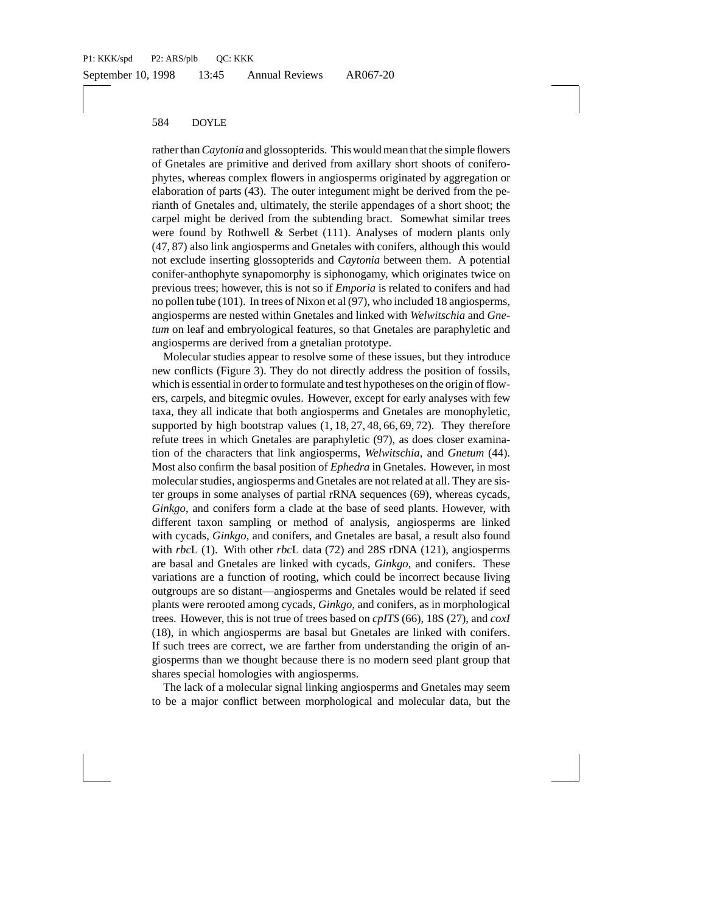rather than *Caytonia* and glossopterids. This would mean that the simple flowers of Gnetales are primitive and derived from axillary short shoots of coniferophytes, whereas complex flowers in angiosperms originated by aggregation or elaboration of parts (43). The outer integument might be derived from the perianth of Gnetales and, ultimately, the sterile appendages of a short shoot; the carpel might be derived from the subtending bract. Somewhat similar trees were found by Rothwell & Serbet (111). Analyses of modern plants only (47, 87) also link angiosperms and Gnetales with conifers, although this would not exclude inserting glossopterids and *Caytonia* between them. A potential conifer-anthophyte synapomorphy is siphonogamy, which originates twice on previous trees; however, this is not so if *Emporia* is related to conifers and had no pollen tube (101). In trees of Nixon et al (97), who included 18 angiosperms, angiosperms are nested within Gnetales and linked with *Welwitschia* and *Gnetum* on leaf and embryological features, so that Gnetales are paraphyletic and angiosperms are derived from a gnetalian prototype.

Molecular studies appear to resolve some of these issues, but they introduce new conflicts (Figure 3). They do not directly address the position of fossils, which is essential in order to formulate and test hypotheses on the origin of flowers, carpels, and bitegmic ovules. However, except for early analyses with few taxa, they all indicate that both angiosperms and Gnetales are monophyletic, supported by high bootstrap values (1, 18, 27, 48, 66, 69, 72). They therefore refute trees in which Gnetales are paraphyletic (97), as does closer examination of the characters that link angiosperms, *Welwitschia*, and *Gnetum* (44). Most also confirm the basal position of *Ephedra* in Gnetales. However, in most molecular studies, angiosperms and Gnetales are not related at all. They are sister groups in some analyses of partial rRNA sequences (69), whereas cycads, *Ginkgo*, and conifers form a clade at the base of seed plants. However, with different taxon sampling or method of analysis, angiosperms are linked with cycads, *Ginkgo*, and conifers, and Gnetales are basal, a result also found with *rbc*L (1). With other *rbc*L data (72) and 28S rDNA (121), angiosperms are basal and Gnetales are linked with cycads, *Ginkgo*, and conifers. These variations are a function of rooting, which could be incorrect because living outgroups are so distant—angiosperms and Gnetales would be related if seed plants were rerooted among cycads, *Ginkgo*, and conifers, as in morphological trees. However, this is not true of trees based on *cpITS* (66), 18S (27), and *coxI* (18), in which angiosperms are basal but Gnetales are linked with conifers. If such trees are correct, we are farther from understanding the origin of angiosperms than we thought because there is no modern seed plant group that shares special homologies with angiosperms.

The lack of a molecular signal linking angiosperms and Gnetales may seem to be a major conflict between morphological and molecular data, but the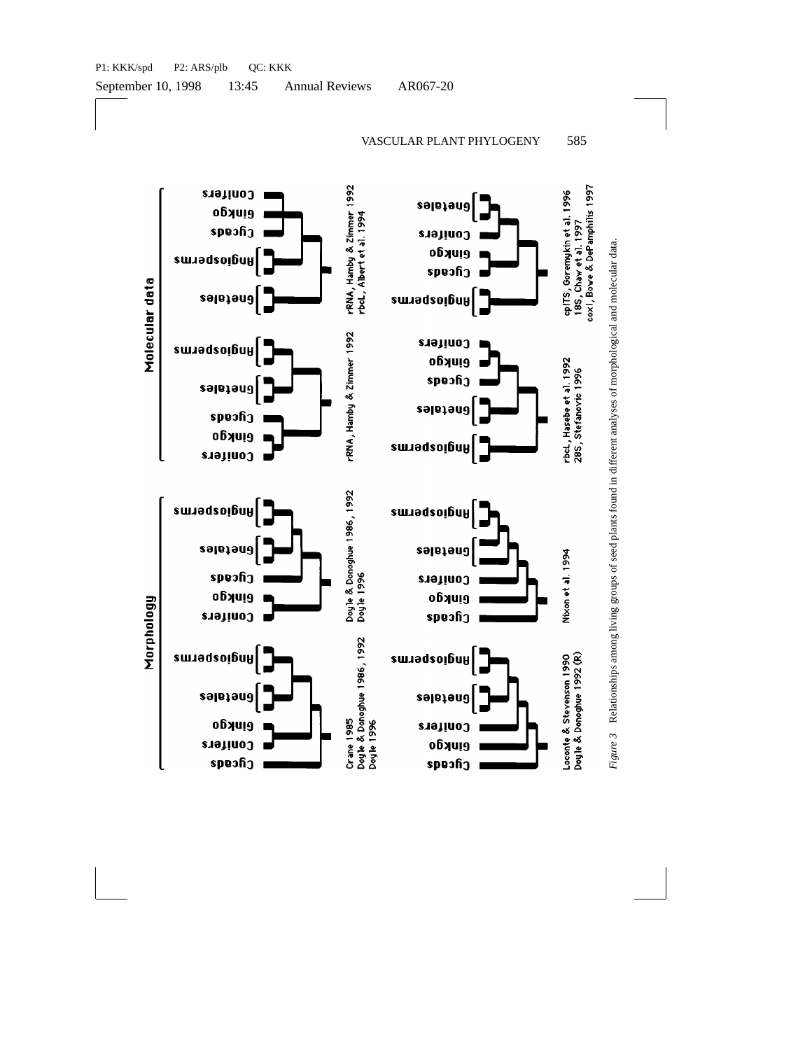*Figure 3* Relationships among living groups of seed plants found in different analyses of morphological and molecular data.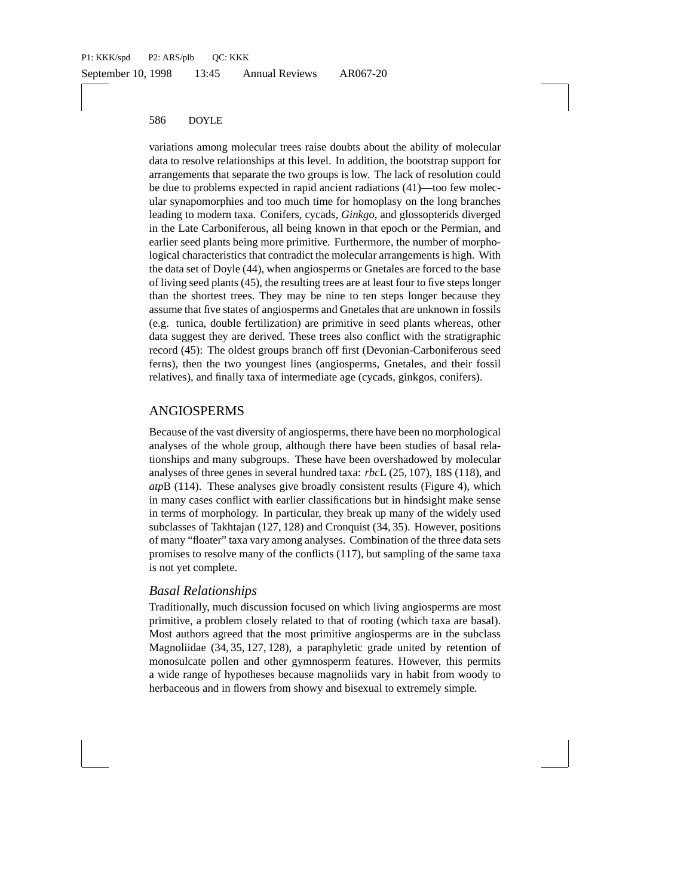variations among molecular trees raise doubts about the ability of molecular data to resolve relationships at this level. In addition, the bootstrap support for arrangements that separate the two groups is low. The lack of resolution could be due to problems expected in rapid ancient radiations (41)—too few molecular synapomorphies and too much time for homoplasy on the long branches leading to modern taxa. Conifers, cycads, *Ginkgo*, and glossopterids diverged in the Late Carboniferous, all being known in that epoch or the Permian, and earlier seed plants being more primitive. Furthermore, the number of morphological characteristics that contradict the molecular arrangements is high. With the data set of Doyle (44), when angiosperms or Gnetales are forced to the base of living seed plants (45), the resulting trees are at least four to five steps longer than the shortest trees. They may be nine to ten steps longer because they assume that five states of angiosperms and Gnetales that are unknown in fossils (e.g. tunica, double fertilization) are primitive in seed plants whereas, other data suggest they are derived. These trees also conflict with the stratigraphic record (45): The oldest groups branch off first (Devonian-Carboniferous seed ferns), then the two youngest lines (angiosperms, Gnetales, and their fossil relatives), and finally taxa of intermediate age (cycads, ginkgos, conifers).

## ANGIOSPERMS

Because of the vast diversity of angiosperms, there have been no morphological analyses of the whole group, although there have been studies of basal relationships and many subgroups. These have been overshadowed by molecular analyses of three genes in several hundred taxa: *rbc*L (25, 107), 18S (118), and *atp*B (114). These analyses give broadly consistent results (Figure 4), which in many cases conflict with earlier classifications but in hindsight make sense in terms of morphology. In particular, they break up many of the widely used subclasses of Takhtajan (127, 128) and Cronquist (34, 35). However, positions of many "floater" taxa vary among analyses. Combination of the three data sets promises to resolve many of the conflicts (117), but sampling of the same taxa is not yet complete.

### *Basal Relationships*

Traditionally, much discussion focused on which living angiosperms are most primitive, a problem closely related to that of rooting (which taxa are basal). Most authors agreed that the most primitive angiosperms are in the subclass Magnoliidae (34, 35, 127, 128), a paraphyletic grade united by retention of monosulcate pollen and other gymnosperm features. However, this permits a wide range of hypotheses because magnoliids vary in habit from woody to herbaceous and in flowers from showy and bisexual to extremely simple.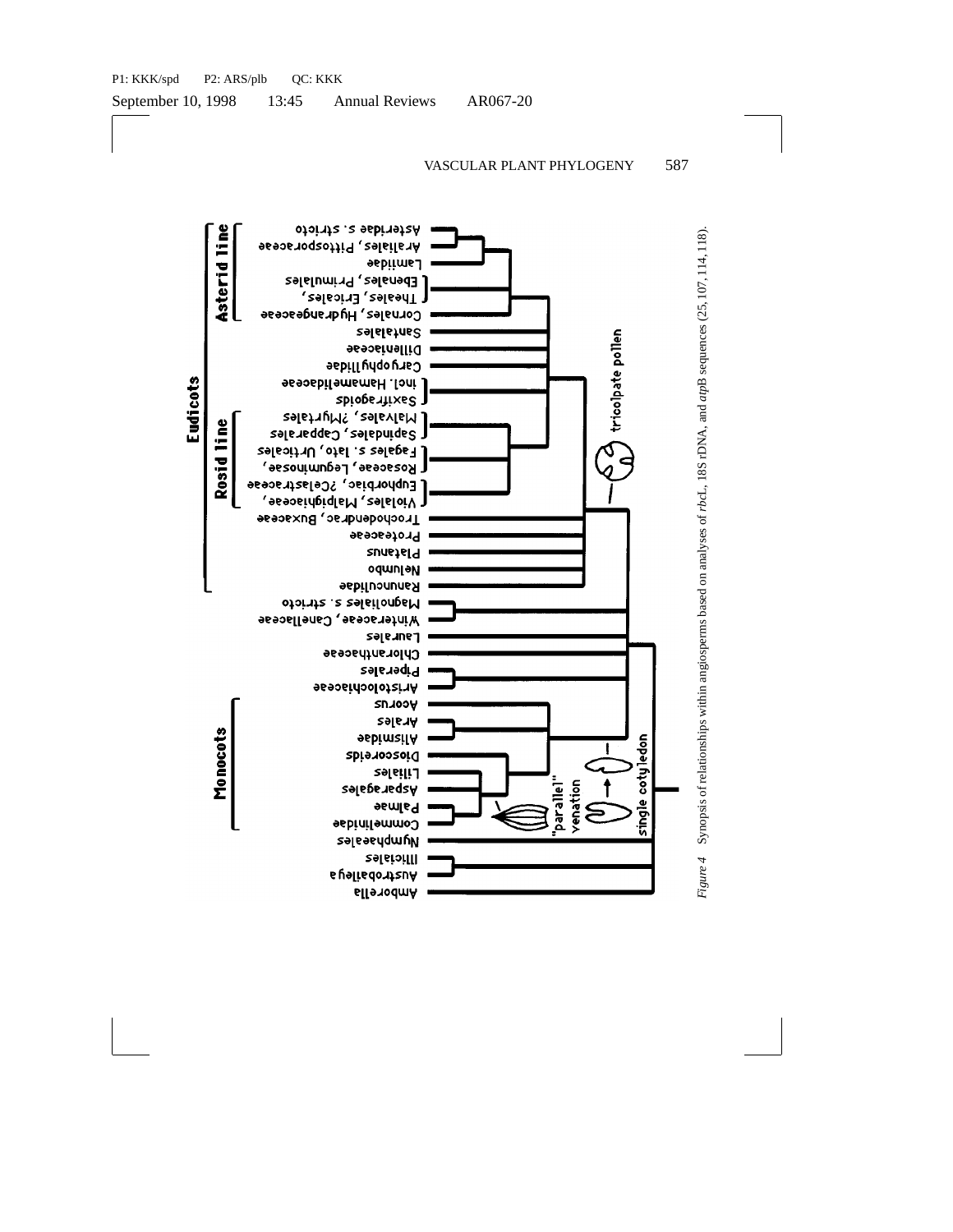*Figure 4* Synopsis of relationships within angiosperms based on analyses of *rbc*L, 18S rDNA, and *atp*B sequences (25, 107, 114, 118).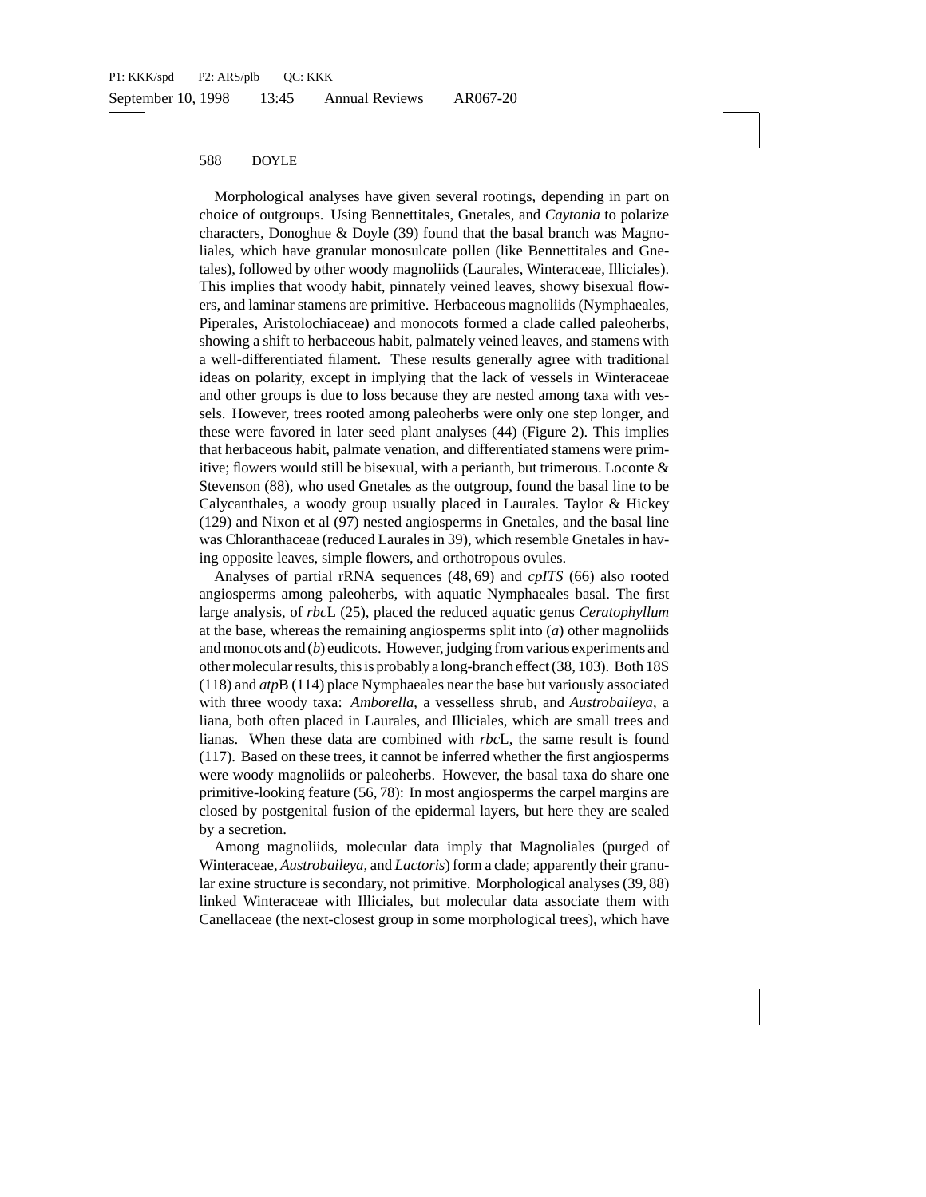Morphological analyses have given several rootings, depending in part on choice of outgroups. Using Bennettitales, Gnetales, and *Caytonia* to polarize characters, Donoghue & Doyle (39) found that the basal branch was Magnoliales, which have granular monosulcate pollen (like Bennettitales and Gnetales), followed by other woody magnoliids (Laurales, Winteraceae, Illiciales). This implies that woody habit, pinnately veined leaves, showy bisexual flowers, and laminar stamens are primitive. Herbaceous magnoliids (Nymphaeales, Piperales, Aristolochiaceae) and monocots formed a clade called paleoherbs, showing a shift to herbaceous habit, palmately veined leaves, and stamens with a well-differentiated filament. These results generally agree with traditional ideas on polarity, except in implying that the lack of vessels in Winteraceae and other groups is due to loss because they are nested among taxa with vessels. However, trees rooted among paleoherbs were only one step longer, and these were favored in later seed plant analyses (44) (Figure 2). This implies that herbaceous habit, palmate venation, and differentiated stamens were primitive; flowers would still be bisexual, with a perianth, but trimerous. Loconte & Stevenson (88), who used Gnetales as the outgroup, found the basal line to be Calycanthales, a woody group usually placed in Laurales. Taylor & Hickey (129) and Nixon et al (97) nested angiosperms in Gnetales, and the basal line was Chloranthaceae (reduced Laurales in 39), which resemble Gnetales in having opposite leaves, simple flowers, and orthotropous ovules.

Analyses of partial rRNA sequences (48, 69) and *cpITS* (66) also rooted angiosperms among paleoherbs, with aquatic Nymphaeales basal. The first large analysis, of *rbc*L (25), placed the reduced aquatic genus *Ceratophyllum* at the base, whereas the remaining angiosperms split into (*a*) other magnoliids and monocots and (*b*) eudicots. However, judging from various experiments and other molecular results, this is probably a long-branch effect (38, 103). Both 18S (118) and *atp*B (114) place Nymphaeales near the base but variously associated with three woody taxa: *Amborella*, a vesselless shrub, and *Austrobaileya*, a liana, both often placed in Laurales, and Illiciales, which are small trees and lianas. When these data are combined with *rbc*L, the same result is found (117). Based on these trees, it cannot be inferred whether the first angiosperms were woody magnoliids or paleoherbs. However, the basal taxa do share one primitive-looking feature (56, 78): In most angiosperms the carpel margins are closed by postgenital fusion of the epidermal layers, but here they are sealed by a secretion.

Among magnoliids, molecular data imply that Magnoliales (purged of Winteraceae, *Austrobaileya*, and *Lactoris*) form a clade; apparently their granular exine structure is secondary, not primitive. Morphological analyses (39, 88) linked Winteraceae with Illiciales, but molecular data associate them with Canellaceae (the next-closest group in some morphological trees), which have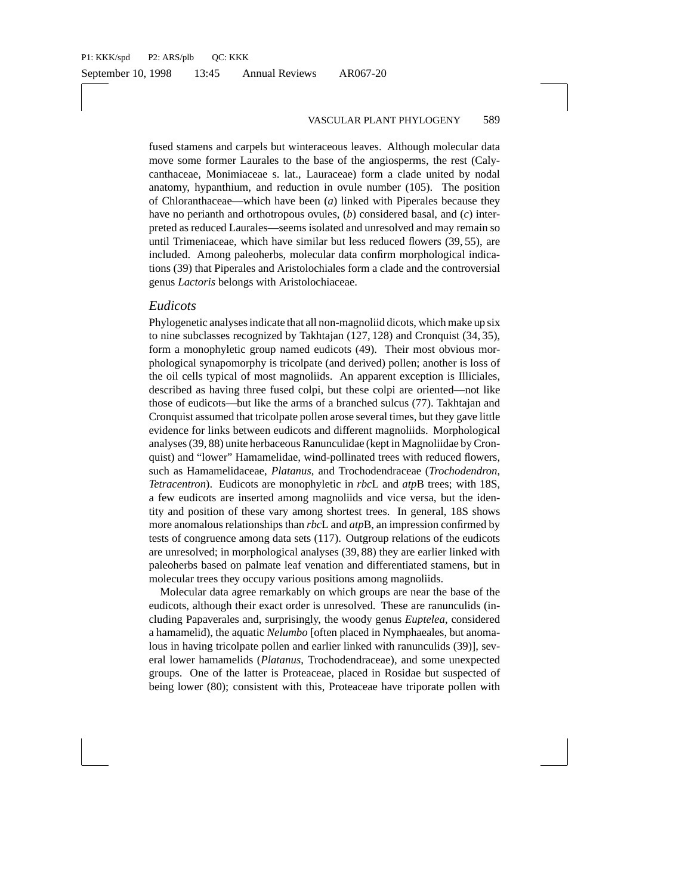fused stamens and carpels but winteraceous leaves. Although molecular data move some former Laurales to the base of the angiosperms, the rest (Calycanthaceae, Monimiaceae s. lat., Lauraceae) form a clade united by nodal anatomy, hypanthium, and reduction in ovule number (105). The position of Chloranthaceae—which have been (*a*) linked with Piperales because they have no perianth and orthotropous ovules, (*b*) considered basal, and (*c*) interpreted as reduced Laurales—seems isolated and unresolved and may remain so until Trimeniaceae, which have similar but less reduced flowers (39, 55), are included. Among paleoherbs, molecular data confirm morphological indications (39) that Piperales and Aristolochiales form a clade and the controversial genus *Lactoris* belongs with Aristolochiaceae.

### *Eudicots*

Phylogenetic analyses indicate that all non-magnoliid dicots, which make up six to nine subclasses recognized by Takhtajan (127, 128) and Cronquist (34, 35), form a monophyletic group named eudicots (49). Their most obvious morphological synapomorphy is tricolpate (and derived) pollen; another is loss of the oil cells typical of most magnoliids. An apparent exception is Illiciales, described as having three fused colpi, but these colpi are oriented—not like those of eudicots—but like the arms of a branched sulcus (77). Takhtajan and Cronquist assumed that tricolpate pollen arose several times, but they gave little evidence for links between eudicots and different magnoliids. Morphological analyses (39, 88) unite herbaceous Ranunculidae (kept in Magnoliidae by Cronquist) and "lower" Hamamelidae, wind-pollinated trees with reduced flowers, such as Hamamelidaceae, *Platanus*, and Trochodendraceae (*Trochodendron*, *Tetracentron*). Eudicots are monophyletic in *rbc*L and *atp*B trees; with 18S, a few eudicots are inserted among magnoliids and vice versa, but the identity and position of these vary among shortest trees. In general, 18S shows more anomalous relationships than *rbc*L and *atp*B, an impression confirmed by tests of congruence among data sets (117). Outgroup relations of the eudicots are unresolved; in morphological analyses (39, 88) they are earlier linked with paleoherbs based on palmate leaf venation and differentiated stamens, but in molecular trees they occupy various positions among magnoliids.

Molecular data agree remarkably on which groups are near the base of the eudicots, although their exact order is unresolved. These are ranunculids (including Papaverales and, surprisingly, the woody genus *Euptelea*, considered a hamamelid), the aquatic *Nelumbo* [often placed in Nymphaeales, but anomalous in having tricolpate pollen and earlier linked with ranunculids (39)], several lower hamamelids (*Platanus*, Trochodendraceae), and some unexpected groups. One of the latter is Proteaceae, placed in Rosidae but suspected of being lower (80); consistent with this, Proteaceae have triporate pollen with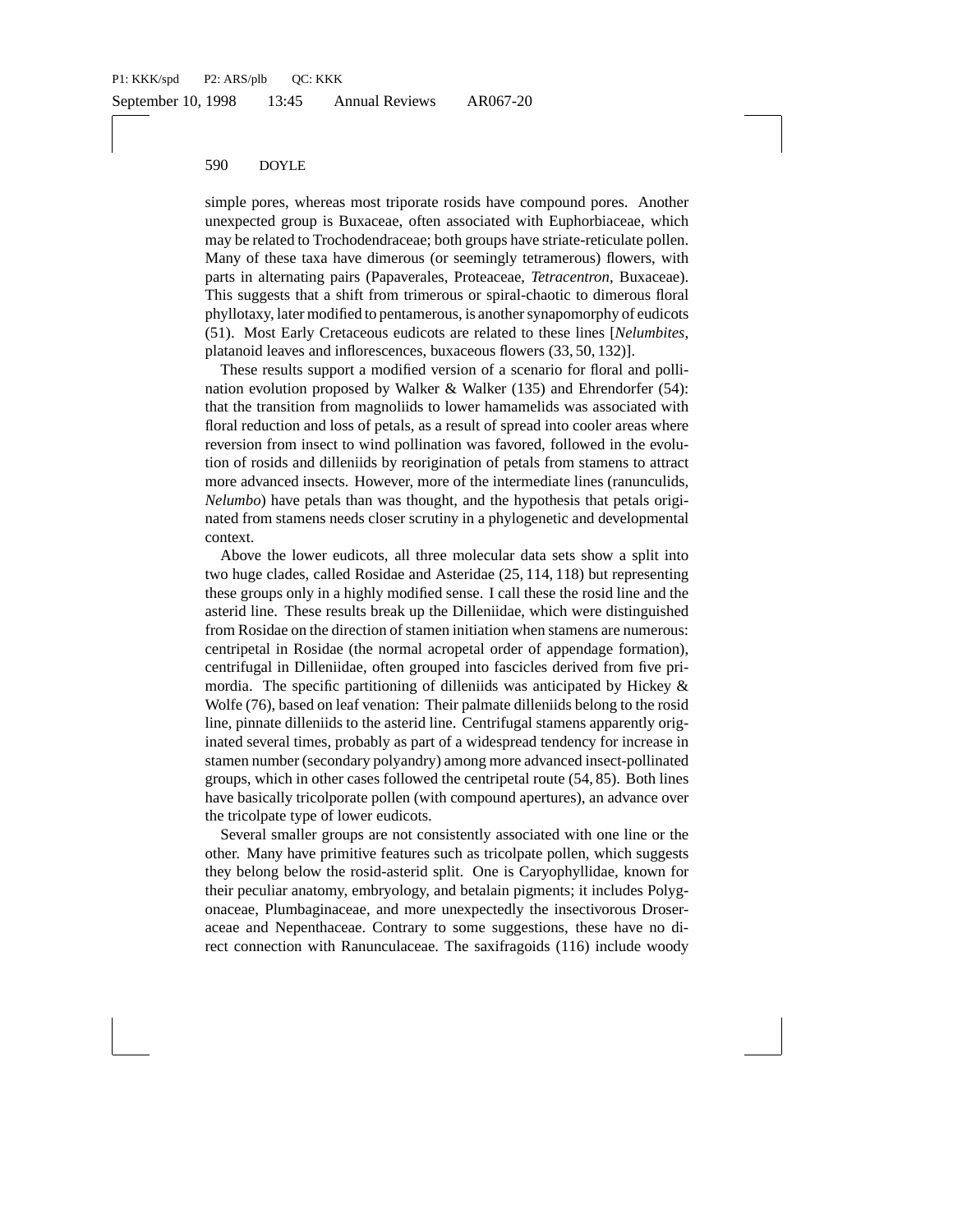simple pores, whereas most triporate rosids have compound pores. Another unexpected group is Buxaceae, often associated with Euphorbiaceae, which may be related to Trochodendraceae; both groups have striate-reticulate pollen. Many of these taxa have dimerous (or seemingly tetramerous) flowers, with parts in alternating pairs (Papaverales, Proteaceae, *Tetracentron*, Buxaceae). This suggests that a shift from trimerous or spiral-chaotic to dimerous floral phyllotaxy, later modified to pentamerous, is another synapomorphy of eudicots (51). Most Early Cretaceous eudicots are related to these lines [*Nelumbites*, platanoid leaves and inflorescences, buxaceous flowers (33, 50, 132)].

These results support a modified version of a scenario for floral and pollination evolution proposed by Walker & Walker (135) and Ehrendorfer (54): that the transition from magnoliids to lower hamamelids was associated with floral reduction and loss of petals, as a result of spread into cooler areas where reversion from insect to wind pollination was favored, followed in the evolution of rosids and dilleniids by reorigination of petals from stamens to attract more advanced insects. However, more of the intermediate lines (ranunculids, *Nelumbo*) have petals than was thought, and the hypothesis that petals originated from stamens needs closer scrutiny in a phylogenetic and developmental context.

Above the lower eudicots, all three molecular data sets show a split into two huge clades, called Rosidae and Asteridae (25, 114, 118) but representing these groups only in a highly modified sense. I call these the rosid line and the asterid line. These results break up the Dilleniidae, which were distinguished from Rosidae on the direction of stamen initiation when stamens are numerous: centripetal in Rosidae (the normal acropetal order of appendage formation), centrifugal in Dilleniidae, often grouped into fascicles derived from five primordia. The specific partitioning of dilleniids was anticipated by Hickey & Wolfe (76), based on leaf venation: Their palmate dilleniids belong to the rosid line, pinnate dilleniids to the asterid line. Centrifugal stamens apparently originated several times, probably as part of a widespread tendency for increase in stamen number (secondary polyandry) among more advanced insect-pollinated groups, which in other cases followed the centripetal route (54, 85). Both lines have basically tricolporate pollen (with compound apertures), an advance over the tricolpate type of lower eudicots.

Several smaller groups are not consistently associated with one line or the other. Many have primitive features such as tricolpate pollen, which suggests they belong below the rosid-asterid split. One is Caryophyllidae, known for their peculiar anatomy, embryology, and betalain pigments; it includes Polygonaceae, Plumbaginaceae, and more unexpectedly the insectivorous Droseraceae and Nepenthaceae. Contrary to some suggestions, these have no direct connection with Ranunculaceae. The saxifragoids (116) include woody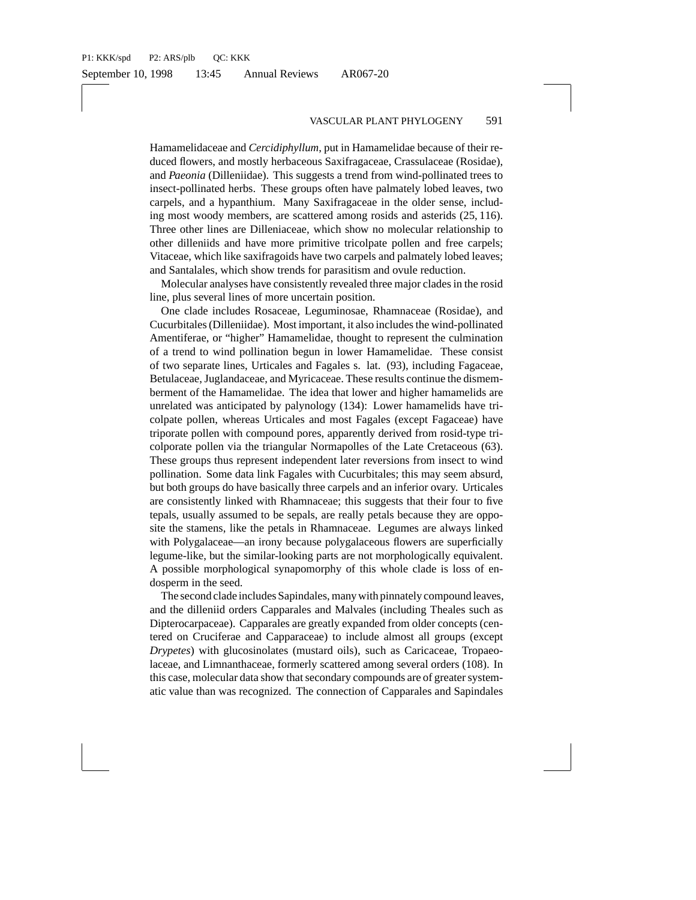Hamamelidaceae and *Cercidiphyllum*, put in Hamamelidae because of their reduced flowers, and mostly herbaceous Saxifragaceae, Crassulaceae (Rosidae), and *Paeonia* (Dilleniidae). This suggests a trend from wind-pollinated trees to insect-pollinated herbs. These groups often have palmately lobed leaves, two carpels, and a hypanthium. Many Saxifragaceae in the older sense, including most woody members, are scattered among rosids and asterids (25, 116). Three other lines are Dilleniaceae, which show no molecular relationship to other dilleniids and have more primitive tricolpate pollen and free carpels; Vitaceae, which like saxifragoids have two carpels and palmately lobed leaves; and Santalales, which show trends for parasitism and ovule reduction.

Molecular analyses have consistently revealed three major clades in the rosid line, plus several lines of more uncertain position.

One clade includes Rosaceae, Leguminosae, Rhamnaceae (Rosidae), and Cucurbitales (Dilleniidae). Most important, it also includes the wind-pollinated Amentiferae, or "higher" Hamamelidae, thought to represent the culmination of a trend to wind pollination begun in lower Hamamelidae. These consist of two separate lines, Urticales and Fagales s. lat. (93), including Fagaceae, Betulaceae, Juglandaceae, and Myricaceae. These results continue the dismemberment of the Hamamelidae. The idea that lower and higher hamamelids are unrelated was anticipated by palynology (134): Lower hamamelids have tricolpate pollen, whereas Urticales and most Fagales (except Fagaceae) have triporate pollen with compound pores, apparently derived from rosid-type tricolporate pollen via the triangular Normapolles of the Late Cretaceous (63). These groups thus represent independent later reversions from insect to wind pollination. Some data link Fagales with Cucurbitales; this may seem absurd, but both groups do have basically three carpels and an inferior ovary. Urticales are consistently linked with Rhamnaceae; this suggests that their four to five tepals, usually assumed to be sepals, are really petals because they are opposite the stamens, like the petals in Rhamnaceae. Legumes are always linked with Polygalaceae—an irony because polygalaceous flowers are superficially legume-like, but the similar-looking parts are not morphologically equivalent. A possible morphological synapomorphy of this whole clade is loss of endosperm in the seed.

The second clade includes Sapindales, many with pinnately compound leaves, and the dilleniid orders Capparales and Malvales (including Theales such as Dipterocarpaceae). Capparales are greatly expanded from older concepts (centered on Cruciferae and Capparaceae) to include almost all groups (except *Drypetes*) with glucosinolates (mustard oils), such as Caricaceae, Tropaeolaceae, and Limnanthaceae, formerly scattered among several orders (108). In this case, molecular data show that secondary compounds are of greater systematic value than was recognized. The connection of Capparales and Sapindales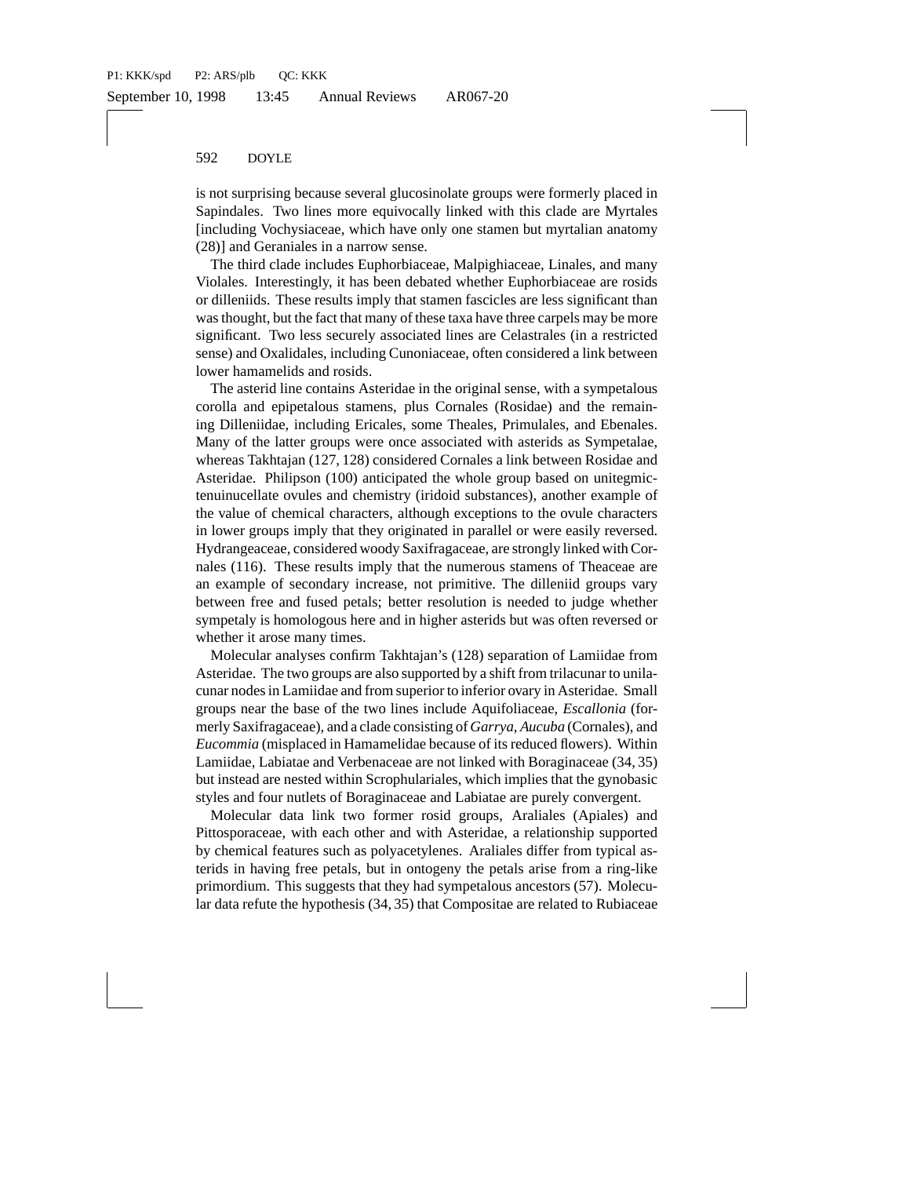is not surprising because several glucosinolate groups were formerly placed in Sapindales. Two lines more equivocally linked with this clade are Myrtales [including Vochysiaceae, which have only one stamen but myrtalian anatomy (28)] and Geraniales in a narrow sense.

The third clade includes Euphorbiaceae, Malpighiaceae, Linales, and many Violales. Interestingly, it has been debated whether Euphorbiaceae are rosids or dilleniids. These results imply that stamen fascicles are less significant than was thought, but the fact that many of these taxa have three carpels may be more significant. Two less securely associated lines are Celastrales (in a restricted sense) and Oxalidales, including Cunoniaceae, often considered a link between lower hamamelids and rosids.

The asterid line contains Asteridae in the original sense, with a sympetalous corolla and epipetalous stamens, plus Cornales (Rosidae) and the remaining Dilleniidae, including Ericales, some Theales, Primulales, and Ebenales. Many of the latter groups were once associated with asterids as Sympetalae, whereas Takhtajan (127, 128) considered Cornales a link between Rosidae and Asteridae. Philipson (100) anticipated the whole group based on unitegmic-tenuinucellate ovules and chemistry (iridoid substances), another example of the value of chemical characters, although exceptions to the ovule characters in lower groups imply that they originated in parallel or were easily reversed. Hydrangeaceae, considered woody Saxifragaceae, are strongly linked with Cornales (116). These results imply that the numerous stamens of Theaceae are an example of secondary increase, not primitive. The dilleniid groups vary between free and fused petals; better resolution is needed to judge whether sympetaly is homologous here and in higher asterids but was often reversed or whether it arose many times.

Molecular analyses confirm Takhtajan's (128) separation of Lamiidae from Asteridae. The two groups are also supported by a shift from trilacunar to unilacunar nodes in Lamiidae and from superior to inferior ovary in Asteridae. Small groups near the base of the two lines include Aquifoliaceae, *Escallonia* (formerly Saxifragaceae), and a clade consisting of *Garrya*, *Aucuba* (Cornales), and *Eucommia* (misplaced in Hamamelidae because of its reduced flowers). Within Lamiidae, Labiatae and Verbenaceae are not linked with Boraginaceae (34, 35) but instead are nested within Scrophulariales, which implies that the gynobasic styles and four nutlets of Boraginaceae and Labiatae are purely convergent.

Molecular data link two former rosid groups, Araliales (Apiales) and Pittosporaceae, with each other and with Asteridae, a relationship supported by chemical features such as polyacetylenes. Araliales differ from typical asterids in having free petals, but in ontogeny the petals arise from a ring-like primordium. This suggests that they had sympetalous ancestors (57). Molecular data refute the hypothesis (34, 35) that Compositae are related to Rubiaceae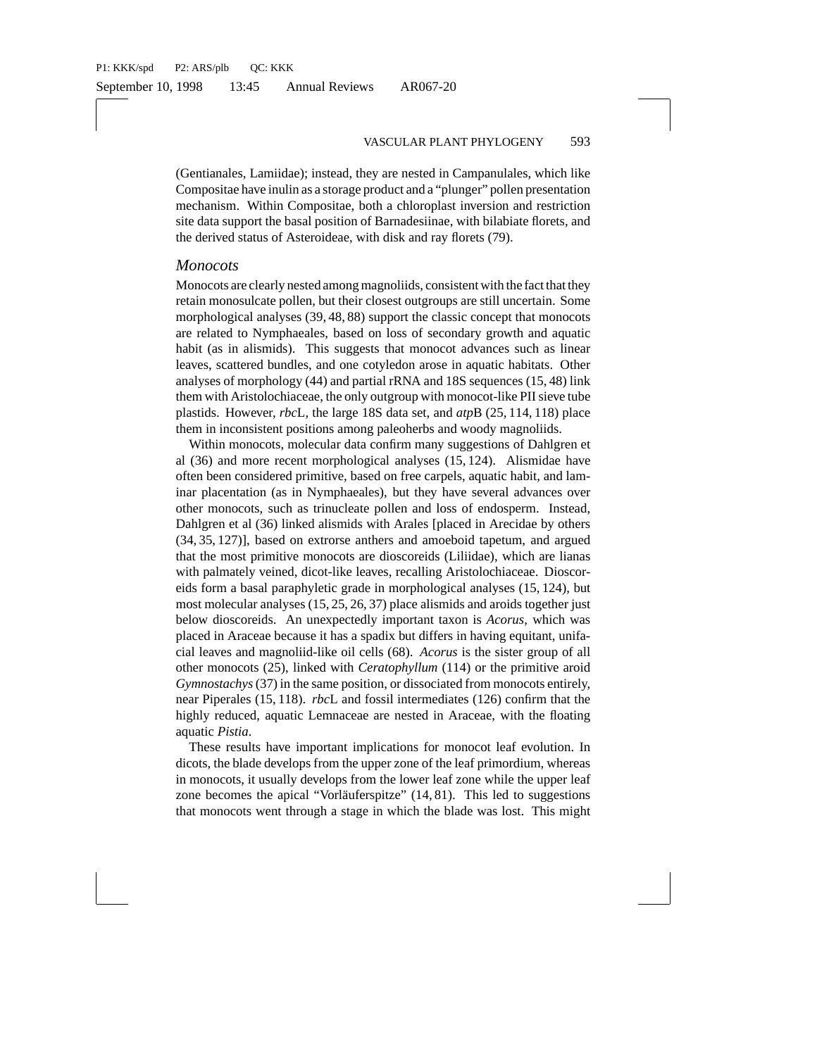(Gentianales, Lamiidae); instead, they are nested in Campanulales, which like Compositae have inulin as a storage product and a "plunger" pollen presentation mechanism. Within Compositae, both a chloroplast inversion and restriction site data support the basal position of Barnadesiinae, with bilabiate florets, and the derived status of Asteroideae, with disk and ray florets (79).

## *Monocots*

Monocots are clearly nested among magnoliids, consistent with the fact that they retain monosulcate pollen, but their closest outgroups are still uncertain. Some morphological analyses (39, 48, 88) support the classic concept that monocots are related to Nymphaeales, based on loss of secondary growth and aquatic habit (as in alismids). This suggests that monocot advances such as linear leaves, scattered bundles, and one cotyledon arose in aquatic habitats. Other analyses of morphology (44) and partial rRNA and 18S sequences (15, 48) link them with Aristolochiaceae, the only outgroup with monocot-like PII sieve tube plastids. However, *rbc*L, the large 18S data set, and *atp*B (25, 114, 118) place them in inconsistent positions among paleoherbs and woody magnoliids.

Within monocots, molecular data confirm many suggestions of Dahlgren et al (36) and more recent morphological analyses (15, 124). Alismidae have often been considered primitive, based on free carpels, aquatic habit, and laminar placentation (as in Nymphaeales), but they have several advances over other monocots, such as trinucleate pollen and loss of endosperm. Instead, Dahlgren et al (36) linked alismids with Arales [placed in Arecidae by others (34, 35, 127)], based on extrorse anthers and amoeboid tapetum, and argued that the most primitive monocots are dioscoreids (Liliidae), which are lianas with palmately veined, dicot-like leaves, recalling Aristolochiaceae. Dioscoreids form a basal paraphyletic grade in morphological analyses (15, 124), but most molecular analyses (15, 25, 26, 37) place alismids and aroids together just below dioscoreids. An unexpectedly important taxon is *Acorus*, which was placed in Araceae because it has a spadix but differs in having equitant, unifacial leaves and magnoliid-like oil cells (68). *Acorus* is the sister group of all other monocots (25), linked with *Ceratophyllum* (114) or the primitive aroid *Gymnostachys* (37) in the same position, or dissociated from monocots entirely, near Piperales (15, 118). *rbc*L and fossil intermediates (126) confirm that the highly reduced, aquatic Lemnaceae are nested in Araceae, with the floating aquatic *Pistia*.

These results have important implications for monocot leaf evolution. In dicots, the blade develops from the upper zone of the leaf primordium, whereas in monocots, it usually develops from the lower leaf zone while the upper leaf zone becomes the apical "Vorläuferspitze" (14, 81). This led to suggestions that monocots went through a stage in which the blade was lost. This might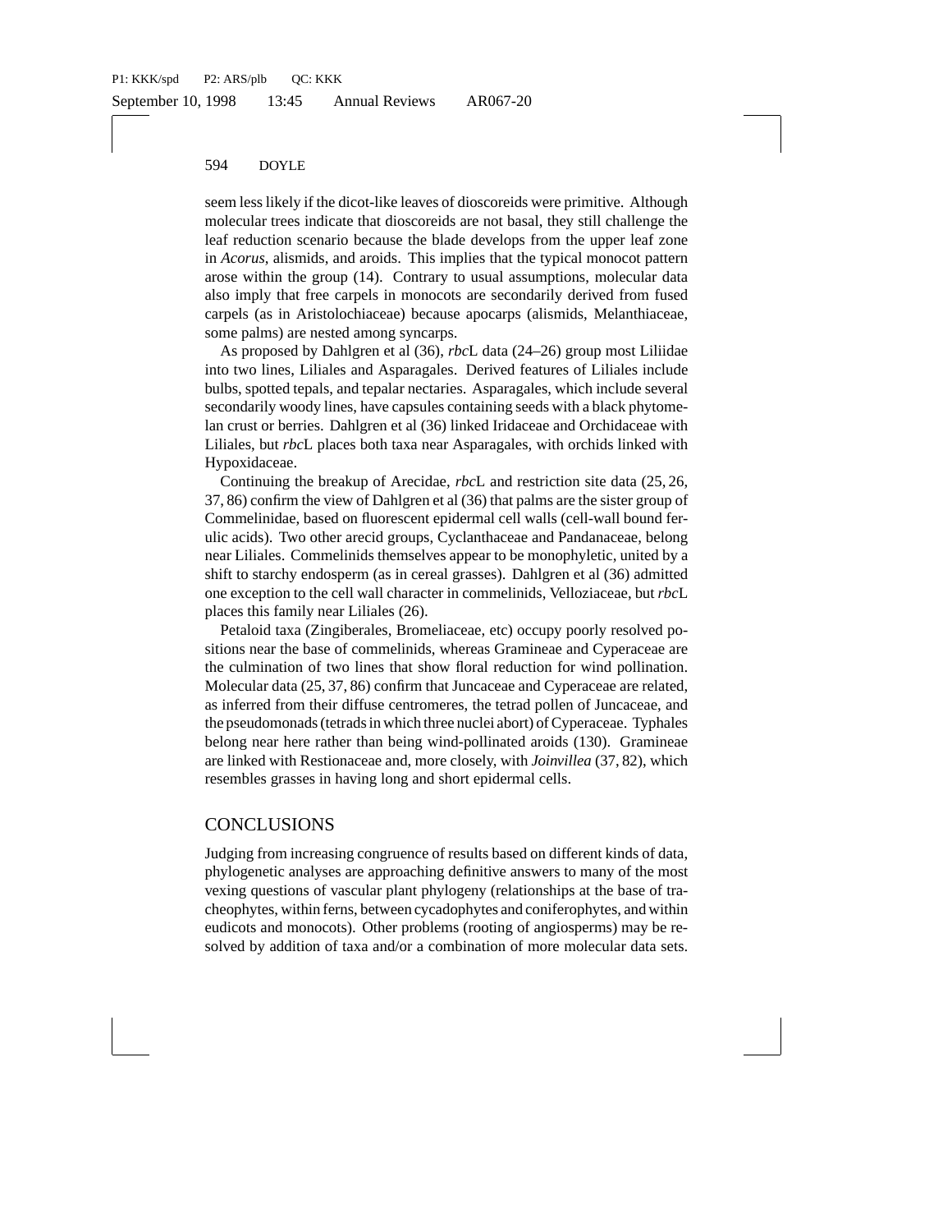seem less likely if the dicot-like leaves of dioscoreids were primitive. Although molecular trees indicate that dioscoreids are not basal, they still challenge the leaf reduction scenario because the blade develops from the upper leaf zone in *Acorus*, alismids, and aroids. This implies that the typical monocot pattern arose within the group (14). Contrary to usual assumptions, molecular data also imply that free carpels in monocots are secondarily derived from fused carpels (as in Aristolochiaceae) because apocarps (alismids, Melanthiaceae, some palms) are nested among syncarps.

As proposed by Dahlgren et al (36), *rbc*L data (24–26) group most Liliidae into two lines, Liliales and Asparagales. Derived features of Liliales include bulbs, spotted tepals, and tepalar nectaries. Asparagales, which include several secondarily woody lines, have capsules containing seeds with a black phytomelan crust or berries. Dahlgren et al (36) linked Iridaceae and Orchidaceae with Liliales, but *rbc*L places both taxa near Asparagales, with orchids linked with Hypoxidaceae.

Continuing the breakup of Arecidae, *rbc*L and restriction site data (25, 26, 37, 86) confirm the view of Dahlgren et al (36) that palms are the sister group of Commelinidae, based on fluorescent epidermal cell walls (cell-wall bound ferulic acids). Two other arecid groups, Cyclanthaceae and Pandanaceae, belong near Liliales. Commelinids themselves appear to be monophyletic, united by a shift to starchy endosperm (as in cereal grasses). Dahlgren et al (36) admitted one exception to the cell wall character in commelinids, Velloziaceae, but *rbc*L places this family near Liliales (26).

Petaloid taxa (Zingiberales, Bromeliaceae, etc) occupy poorly resolved positions near the base of commelinids, whereas Gramineae and Cyperaceae are the culmination of two lines that show floral reduction for wind pollination. Molecular data (25, 37, 86) confirm that Juncaceae and Cyperaceae are related, as inferred from their diffuse centromeres, the tetrad pollen of Juncaceae, and the pseudomonads (tetrads in which three nuclei abort) of Cyperaceae. Typhales belong near here rather than being wind-pollinated aroids (130). Gramineae are linked with Restionaceae and, more closely, with *Joinvillea* (37, 82), which resembles grasses in having long and short epidermal cells.

## CONCLUSIONS

Judging from increasing congruence of results based on different kinds of data, phylogenetic analyses are approaching definitive answers to many of the most vexing questions of vascular plant phylogeny (relationships at the base of tracheophytes, within ferns, between cycadophytes and coniferophytes, and within eudicots and monocots). Other problems (rooting of angiosperms) may be resolved by addition of taxa and/or a combination of more molecular data sets.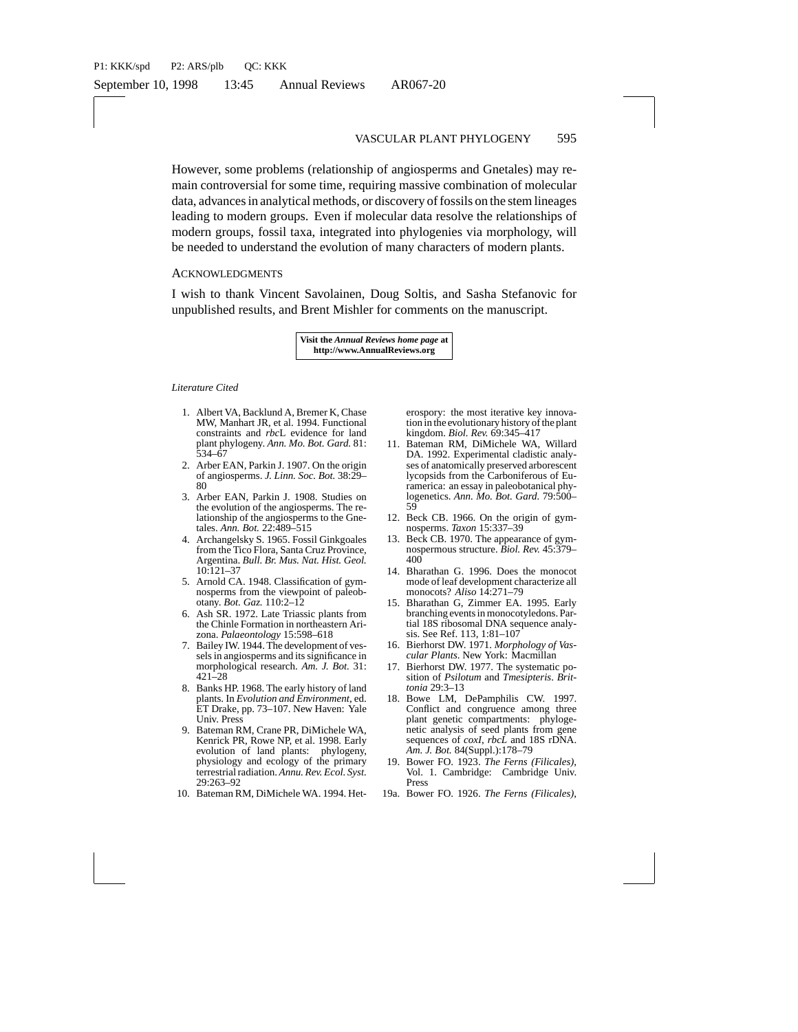However, some problems (relationship of angiosperms and Gnetales) may remain controversial for some time, requiring massive combination of molecular data, advances in analytical methods, or discovery of fossils on the stem lineages leading to modern groups. Even if molecular data resolve the relationships of modern groups, fossil taxa, integrated into phylogenies via morphology, will be needed to understand the evolution of many characters of modern plants.

## Acknowledgments

I wish to thank Vincent Savolainen, Doug Soltis, and Sasha Stefanovic for unpublished results, and Brent Mishler for comments on the manuscript.

**Visit the *Annual Reviews home page* at http://www.AnnualReviews.org**

### *Literature Cited*

1. Albert VA, Backlund A, Bremer K, Chase MW, Manhart JR, et al. 1994. Functional constraints and *rbc*L evidence for land plant phylogeny. *Ann. Mo. Bot. Gard.* 81: 534–67
2. Arber EAN, Parkin J. 1907. On the origin of angiosperms. *J. Linn. Soc. Bot.* 38:29–80
3. Arber EAN, Parkin J. 1908. Studies on the evolution of the angiosperms. The relationship of the angiosperms to the Gnetales. *Ann. Bot.* 22:489–515
4. Archangelsky S. 1965. Fossil Ginkgoales from the Tico Flora, Santa Cruz Province, Argentina. *Bull. Br. Mus. Nat. Hist. Geol.* 10:121–37
5. Arnold CA. 1948. Classification of gymnosperms from the viewpoint of paleobotany. *Bot. Gaz.* 110:2–12
6. Ash SR. 1972. Late Triassic plants from the Chinle Formation in northeastern Arizona. *Palaeontology* 15:598–618
7. Bailey IW. 1944. The development of vessels in angiosperms and its significance in morphological research. *Am. J. Bot.* 31: 421–28
8. Banks HP. 1968. The early history of land plants. In *Evolution and Environment*, ed. ET Drake, pp. 73–107. New Haven: Yale Univ. Press
9. Bateman RM, Crane PR, DiMichele WA, Kenrick PR, Rowe NP, et al. 1998. Early evolution of land plants: phylogeny, physiology and ecology of the primary terrestrial radiation. *Annu. Rev. Ecol. Syst.* 29:263–92
10. Bateman RM, DiMichele WA. 1994. Heterospory: the most iterative key innovation in the evolutionary history of the plant kingdom. *Biol. Rev.* 69:345–417
11. Bateman RM, DiMichele WA, Willard DA. 1992. Experimental cladistic analyses of anatomically preserved arborescent lycopsids from the Carboniferous of Euramerica: an essay in paleobotanical phylogenetics. *Ann. Mo. Bot. Gard.* 79:500–59
12. Beck CB. 1966. On the origin of gymnosperms. *Taxon* 15:337–39
13. Beck CB. 1970. The appearance of gymnospermous structure. *Biol. Rev.* 45:379–400
14. Bharathan G. 1996. Does the monocot mode of leaf development characterize all monocots? *Aliso* 14:271–79
15. Bharathan G, Zimmer EA. 1995. Early branching events in monocotyledons. Partial 18S ribosomal DNA sequence analysis. See Ref. 113, 1:81–107
16. Bierhorst DW. 1971. *Morphology of Vascular Plants*. New York: Macmillan
17. Bierhorst DW. 1977. The systematic position of *Psilotum* and *Tmesipteris*. *Brittonia* 29:3–13
18. Bowe LM, DePamphilis CW. 1997. Conflict and congruence among three plant genetic compartments: phylogenetic analysis of seed plants from gene sequences of *coxI*, *rbcL* and 18S rDNA. *Am. J. Bot.* 84(Suppl.):178–79
19. Bower FO. 1923. *The Ferns (Filicales)*, Vol. 1. Cambridge: Cambridge Univ. Press

19a. Bower FO. 1926. *The Ferns (Filicales)*,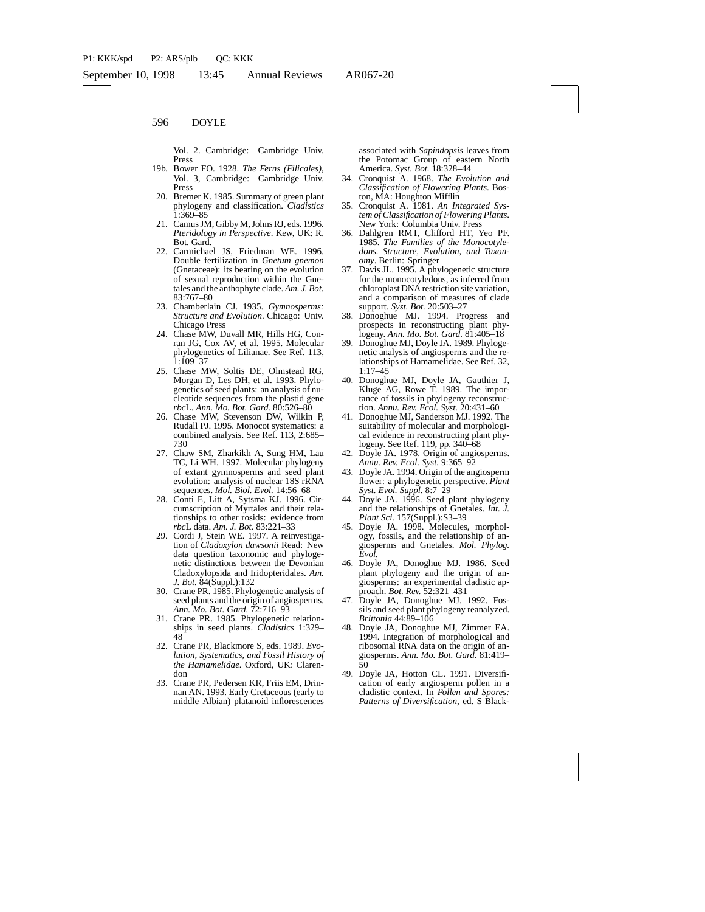Vol. 2. Cambridge: Cambridge Univ. Press

19b. Bower FO. 1928. *The Ferns (Filicales)*, Vol. 3, Cambridge: Cambridge Univ. Press

20. Bremer K. 1985. Summary of green plant phylogeny and classification. *Cladistics* 1:369–85

21. Camus JM, Gibby M, Johns RJ, eds. 1996. *Pteridology in Perspective*. Kew, UK: R. Bot. Gard.

22. Carmichael JS, Friedman WE. 1996. Double fertilization in *Gnetum gnemon* (Gnetaceae): its bearing on the evolution of sexual reproduction within the Gnetales and the anthophyte clade. *Am. J. Bot.* 83:767–80

23. Chamberlain CJ. 1935. *Gymnosperms: Structure and Evolution*. Chicago: Univ. Chicago Press

24. Chase MW, Duvall MR, Hills HG, Conran JG, Cox AV, et al. 1995. Molecular phylogenetics of Lilianae. See Ref. 113, 1:109–37

25. Chase MW, Soltis DE, Olmstead RG, Morgan D, Les DH, et al. 1993. Phylogenetics of seed plants: an analysis of nucleotide sequences from the plastid gene *rbc*L. *Ann. Mo. Bot. Gard.* 80:526–80

26. Chase MW, Stevenson DW, Wilkin P, Rudall PJ. 1995. Monocot systematics: a combined analysis. See Ref. 113, 2:685–730

27. Chaw SM, Zharkikh A, Sung HM, Lau TC, Li WH. 1997. Molecular phylogeny of extant gymnosperms and seed plant evolution: analysis of nuclear 18S rRNA sequences. *Mol. Biol. Evol.* 14:56–68

28. Conti E, Litt A, Sytsma KJ. 1996. Circumscription of Myrtales and their relationships to other rosids: evidence from *rbc*L data. *Am. J. Bot.* 83:221–33

29. Cordi J, Stein WE. 1997. A reinvestigation of *Cladoxylon dawsonii* Read: New data question taxonomic and phylogenetic distinctions between the Devonian Cladoxylopsida and Iridopteridales. *Am. J. Bot.* 84(Suppl.):132

30. Crane PR. 1985. Phylogenetic analysis of seed plants and the origin of angiosperms. *Ann. Mo. Bot. Gard.* 72:716–93

31. Crane PR. 1985. Phylogenetic relationships in seed plants. *Cladistics* 1:329–48

32. Crane PR, Blackmore S, eds. 1989. *Evolution, Systematics, and Fossil History of the Hamamelidae*. Oxford, UK: Clarendon

33. Crane PR, Pedersen KR, Friis EM, Drinnan AN. 1993. Early Cretaceous (early to middle Albian) platanoid inflorescences associated with *Sapindopsis* leaves from the Potomac Group of eastern North America. *Syst. Bot.* 18:328–44

34. Cronquist A. 1968. *The Evolution and Classification of Flowering Plants*. Boston, MA: Houghton Mifflin

35. Cronquist A. 1981. *An Integrated System of Classification of Flowering Plants*. New York: Columbia Univ. Press

36. Dahlgren RMT, Clifford HT, Yeo PF. 1985. *The Families of the Monocotyledons. Structure, Evolution, and Taxonomy*. Berlin: Springer

37. Davis JL. 1995. A phylogenetic structure for the monocotyledons, as inferred from chloroplast DNA restriction site variation, and a comparison of measures of clade support. *Syst. Bot.* 20:503–27

38. Donoghue MJ. 1994. Progress and prospects in reconstructing plant phylogeny. *Ann. Mo. Bot. Gard.* 81:405–18

39. Donoghue MJ, Doyle JA. 1989. Phylogenetic analysis of angiosperms and the relationships of Hamamelidae. See Ref. 32, 1:17–45

40. Donoghue MJ, Doyle JA, Gauthier J, Kluge AG, Rowe T. 1989. The importance of fossils in phylogeny reconstruction. *Annu. Rev. Ecol. Syst.* 20:431–60

41. Donoghue MJ, Sanderson MJ. 1992. The suitability of molecular and morphological evidence in reconstructing plant phylogeny. See Ref. 119, pp. 340–68

42. Doyle JA. 1978. Origin of angiosperms. *Annu. Rev. Ecol. Syst.* 9:365–92

43. Doyle JA. 1994. Origin of the angiosperm flower: a phylogenetic perspective. *Plant Syst. Evol. Suppl.* 8:7–29

44. Doyle JA. 1996. Seed plant phylogeny and the relationships of Gnetales. *Int. J. Plant Sci.* 157(Suppl.):S3–39

45. Doyle JA. 1998. Molecules, morphology, fossils, and the relationship of angiosperms and Gnetales. *Mol. Phylog. Evol.*

46. Doyle JA, Donoghue MJ. 1986. Seed plant phylogeny and the origin of angiosperms: an experimental cladistic approach. *Bot. Rev.* 52:321–431

47. Doyle JA, Donoghue MJ. 1992. Fossils and seed plant phylogeny reanalyzed. *Brittonia* 44:89–106

48. Doyle JA, Donoghue MJ, Zimmer EA. 1994. Integration of morphological and ribosomal RNA data on the origin of angiosperms. *Ann. Mo. Bot. Gard.* 81:419–50

49. Doyle JA, Hotton CL. 1991. Diversification of early angiosperm pollen in a cladistic context. In *Pollen and Spores: Patterns of Diversification*, ed. S Black-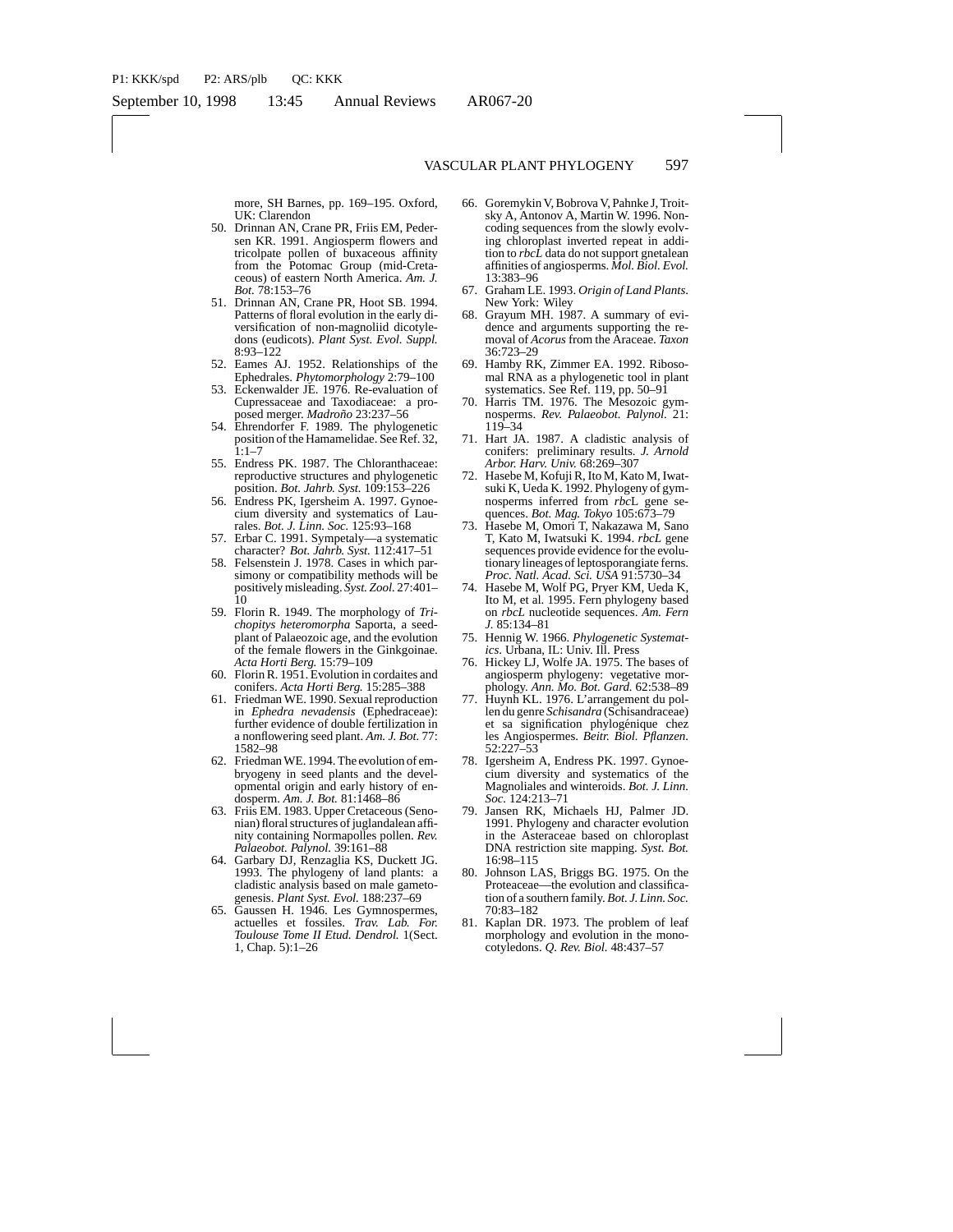more, SH Barnes, pp. 169–195. Oxford, UK: Clarendon

50. Drinnan AN, Crane PR, Friis EM, Pedersen KR. 1991. Angiosperm flowers and tricolpate pollen of buxaceous affinity from the Potomac Group (mid-Cretaceous) of eastern North America. *Am. J. Bot.* 78:153–76
51. Drinnan AN, Crane PR, Hoot SB. 1994. Patterns of floral evolution in the early diversification of non-magnoliid dicotyledons (eudicots). *Plant Syst. Evol. Suppl.* 8:93–122
52. Eames AJ. 1952. Relationships of the Ephedrales. *Phytomorphology* 2:79–100
53. Eckenwalder JE. 1976. Re-evaluation of Cupressaceae and Taxodiaceae: a proposed merger. *Madroño* 23:237–56
54. Ehrendorfer F. 1989. The phylogenetic position of the Hamamelidae. See Ref. 32, 1:1–7
55. Endress PK. 1987. The Chloranthaceae: reproductive structures and phylogenetic position. *Bot. Jahrb. Syst.* 109:153–226
56. Endress PK, Igersheim A. 1997. Gynoecium diversity and systematics of Laurales. *Bot. J. Linn. Soc.* 125:93–168
57. Erbar C. 1991. Sympetaly—a systematic character? *Bot. Jahrb. Syst.* 112:417–51
58. Felsenstein J. 1978. Cases in which parsimony or compatibility methods will be positively misleading. *Syst. Zool.* 27:401–10
59. Florin R. 1949. The morphology of *Trichopitys heteromorpha* Saporta, a seed-plant of Palaeozoic age, and the evolution of the female flowers in the Ginkgoinae. *Acta Horti Berg.* 15:79–109
60. Florin R. 1951. Evolution in cordaites and conifers. *Acta Horti Berg.* 15:285–388
61. Friedman WE. 1990. Sexual reproduction in *Ephedra nevadensis* (Ephedraceae): further evidence of double fertilization in a nonflowering seed plant. *Am. J. Bot.* 77: 1582–98
62. Friedman WE. 1994. The evolution of embryogeny in seed plants and the developmental origin and early history of endosperm. *Am. J. Bot.* 81:1468–86
63. Friis EM. 1983. Upper Cretaceous (Senonian) floral structures of juglandalean affinity containing Normapolles pollen. *Rev. Palaeobot. Palynol.* 39:161–88
64. Garbary DJ, Renzaglia KS, Duckett JG. 1993. The phylogeny of land plants: a cladistic analysis based on male gametogenesis. *Plant Syst. Evol.* 188:237–69
65. Gaussen H. 1946. Les Gymnospermes, actuelles et fossiles. *Trav. Lab. For. Toulouse Tome II Etud. Dendrol.* 1(Sect. 1, Chap. 5):1–26
66. Goremykin V, Bobrova V, Pahnke J, Troitsky A, Antonov A, Martin W. 1996. Noncoding sequences from the slowly evolving chloroplast inverted repeat in addition to *rbcL* data do not support gnetalean affinities of angiosperms. *Mol. Biol. Evol.* 13:383–96
67. Graham LE. 1993. *Origin of Land Plants.* New York: Wiley
68. Grayum MH. 1987. A summary of evidence and arguments supporting the removal of *Acorus* from the Araceae. *Taxon* 36:723–29
69. Hamby RK, Zimmer EA. 1992. Ribosomal RNA as a phylogenetic tool in plant systematics. See Ref. 119, pp. 50–91
70. Harris TM. 1976. The Mesozoic gymnosperms. *Rev. Palaeobot. Palynol.* 21: 119–34
71. Hart JA. 1987. A cladistic analysis of conifers: preliminary results. *J. Arnold Arbor. Harv. Univ.* 68:269–307
72. Hasebe M, Kofuji R, Ito M, Kato M, Iwatsuki K, Ueda K. 1992. Phylogeny of gymnosperms inferred from *rbc*L gene sequences. *Bot. Mag. Tokyo* 105:673–79
73. Hasebe M, Omori T, Nakazawa M, Sano T, Kato M, Iwatsuki K. 1994. *rbcL* gene sequences provide evidence for the evolutionary lineages of leptosporangiate ferns. *Proc. Natl. Acad. Sci. USA* 91:5730–34
74. Hasebe M, Wolf PG, Pryer KM, Ueda K, Ito M, et al. 1995. Fern phylogeny based on *rbcL* nucleotide sequences. *Am. Fern J.* 85:134–81
75. Hennig W. 1966. *Phylogenetic Systematics.* Urbana, IL: Univ. Ill. Press
76. Hickey LJ, Wolfe JA. 1975. The bases of angiosperm phylogeny: vegetative morphology. *Ann. Mo. Bot. Gard.* 62:538–89
77. Huynh KL. 1976. L'arrangement du pollen du genre *Schisandra* (Schisandraceae) et sa signification phylogénique chez les Angiospermes. *Beitr. Biol. Pflanzen.* 52:227–53
78. Igersheim A, Endress PK. 1997. Gynoecium diversity and systematics of the Magnoliales and winteroids. *Bot. J. Linn. Soc.* 124:213–71
79. Jansen RK, Michaels HJ, Palmer JD. 1991. Phylogeny and character evolution in the Asteraceae based on chloroplast DNA restriction site mapping. *Syst. Bot.* 16:98–115
80. Johnson LAS, Briggs BG. 1975. On the Proteaceae—the evolution and classification of a southern family. *Bot. J. Linn. Soc.* 70:83–182
81. Kaplan DR. 1973. The problem of leaf morphology and evolution in the monocotyledons. *Q. Rev. Biol.* 48:437–57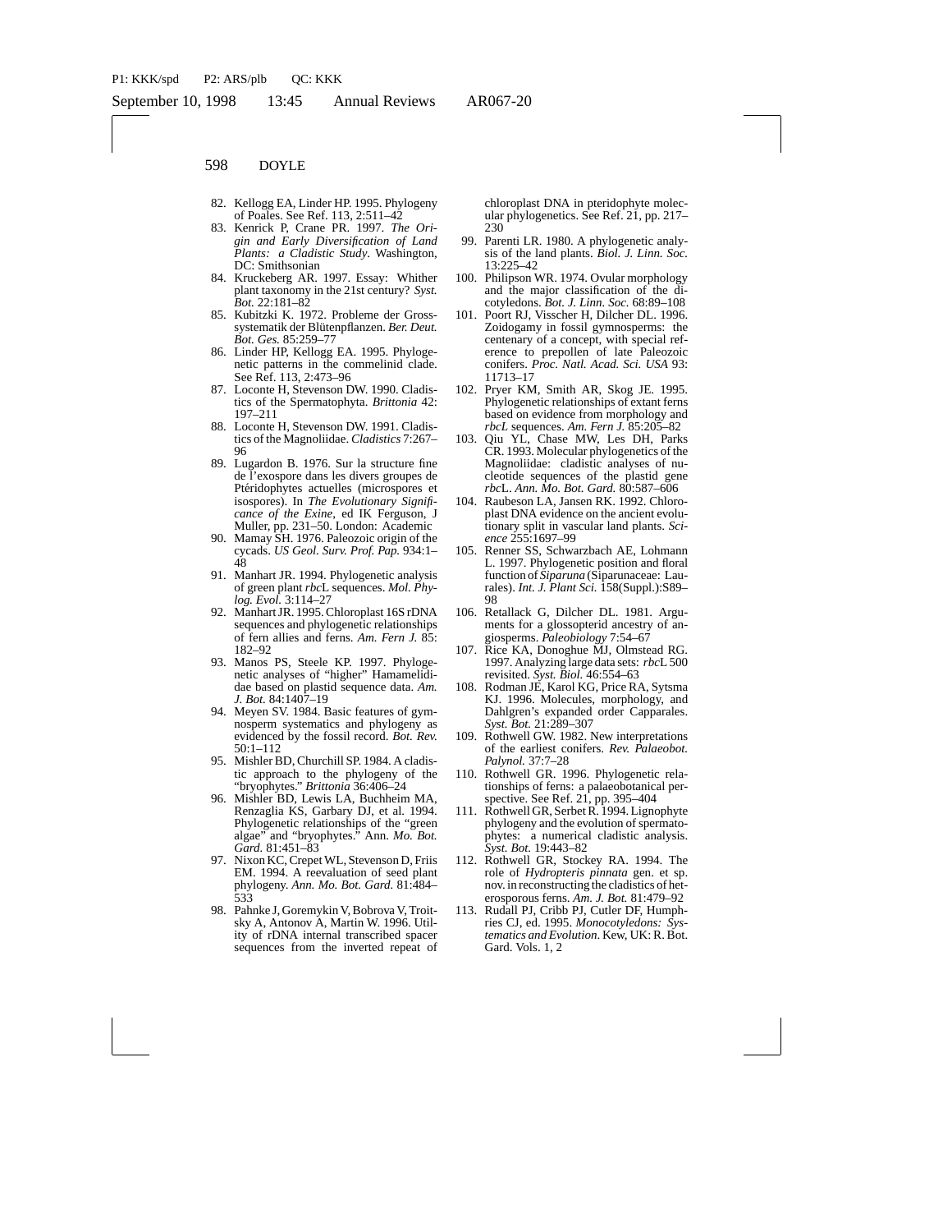82. Kellogg EA, Linder HP. 1995. Phylogeny of Poales. See Ref. 113, 2:511–42
83. Kenrick P, Crane PR. 1997. *The Origin and Early Diversification of Land Plants: a Cladistic Study*. Washington, DC: Smithsonian
84. Kruckeberg AR. 1997. Essay: Whither plant taxonomy in the 21st century? *Syst. Bot.* 22:181–82
85. Kubitzki K. 1972. Probleme der Grosssystematik der Blütenpflanzen. *Ber. Deut. Bot. Ges.* 85:259–77
86. Linder HP, Kellogg EA. 1995. Phylogenetic patterns in the commelinid clade. See Ref. 113, 2:473–96
87. Loconte H, Stevenson DW. 1990. Cladistics of the Spermatophyta. *Brittonia* 42: 197–211
88. Loconte H, Stevenson DW. 1991. Cladistics of the Magnoliidae. *Cladistics* 7:267–96
89. Lugardon B. 1976. Sur la structure fine de l'exospore dans les divers groupes de Ptéridophytes actuelles (microspores et isospores). In *The Evolutionary Significance of the Exine*, ed IK Ferguson, J Muller, pp. 231–50. London: Academic
90. Mamay SH. 1976. Paleozoic origin of the cycads. *US Geol. Surv. Prof. Pap.* 934:1–48
91. Manhart JR. 1994. Phylogenetic analysis of green plant *rbc*L sequences. *Mol. Phylog. Evol.* 3:114–27
92. Manhart JR. 1995. Chloroplast 16S rDNA sequences and phylogenetic relationships of fern allies and ferns. *Am. Fern J.* 85: 182–92
93. Manos PS, Steele KP. 1997. Phylogenetic analyses of "higher" Hamamelididae based on plastid sequence data. *Am. J. Bot.* 84:1407–19
94. Meyen SV. 1984. Basic features of gymnosperm systematics and phylogeny as evidenced by the fossil record. *Bot. Rev.* 50:1–112
95. Mishler BD, Churchill SP. 1984. A cladistic approach to the phylogeny of the "bryophytes." *Brittonia* 36:406–24
96. Mishler BD, Lewis LA, Buchheim MA, Renzaglia KS, Garbary DJ, et al. 1994. Phylogenetic relationships of the "green algae" and "bryophytes." Ann. *Mo. Bot. Gard.* 81:451–83
97. Nixon KC, Crepet WL, Stevenson D, Friis EM. 1994. A reevaluation of seed plant phylogeny. *Ann. Mo. Bot. Gard.* 81:484–533
98. Pahnke J, Goremykin V, Bobrova V, Troitsky A, Antonov A, Martin W. 1996. Utility of rDNA internal transcribed spacer sequences from the inverted repeat of chloroplast DNA in pteridophyte molecular phylogenetics. See Ref. 21, pp. 217–230
99. Parenti LR. 1980. A phylogenetic analysis of the land plants. *Biol. J. Linn. Soc.* 13:225–42
100. Philipson WR. 1974. Ovular morphology and the major classification of the dicotyledons. *Bot. J. Linn. Soc.* 68:89–108
101. Poort RJ, Visscher H, Dilcher DL. 1996. Zoidogamy in fossil gymnosperms: the centenary of a concept, with special reference to prepollen of late Paleozoic conifers. *Proc. Natl. Acad. Sci. USA* 93: 11713–17
102. Pryer KM, Smith AR, Skog JE. 1995. Phylogenetic relationships of extant ferns based on evidence from morphology and *rbcL* sequences. *Am. Fern J.* 85:205–82
103. Qiu YL, Chase MW, Les DH, Parks CR. 1993. Molecular phylogenetics of the Magnoliidae: cladistic analyses of nucleotide sequences of the plastid gene *rbc*L. *Ann. Mo. Bot. Gard.* 80:587–606
104. Raubeson LA, Jansen RK. 1992. Chloroplast DNA evidence on the ancient evolutionary split in vascular land plants. *Science* 255:1697–99
105. Renner SS, Schwarzbach AE, Lohmann L. 1997. Phylogenetic position and floral function of *Siparuna* (Siparunaceae: Laurales). *Int. J. Plant Sci.* 158(Suppl.):S89–98
106. Retallack G, Dilcher DL. 1981. Arguments for a glossopterid ancestry of angiosperms. *Paleobiology* 7:54–67
107. Rice KA, Donoghue MJ, Olmstead RG. 1997. Analyzing large data sets: *rbc*L 500 revisited. *Syst. Biol.* 46:554–63
108. Rodman JE, Karol KG, Price RA, Sytsma KJ. 1996. Molecules, morphology, and Dahlgren's expanded order Capparales. *Syst. Bot.* 21:289–307
109. Rothwell GW. 1982. New interpretations of the earliest conifers. *Rev. Palaeobot. Palynol.* 37:7–28
110. Rothwell GR. 1996. Phylogenetic relationships of ferns: a palaeobotanical perspective. See Ref. 21, pp. 395–404
111. Rothwell GR, Serbet R. 1994. Lignophyte phylogeny and the evolution of spermatophytes: a numerical cladistic analysis. *Syst. Bot.* 19:443–82
112. Rothwell GR, Stockey RA. 1994. The role of *Hydropteris pinnata* gen. et sp. nov. in reconstructing the cladistics of heterosporous ferns. *Am. J. Bot.* 81:479–92
113. Rudall PJ, Cribb PJ, Cutler DF, Humphries CJ, ed. 1995. *Monocotyledons: Systematics and Evolution*. Kew, UK: R. Bot. Gard. Vols. 1, 2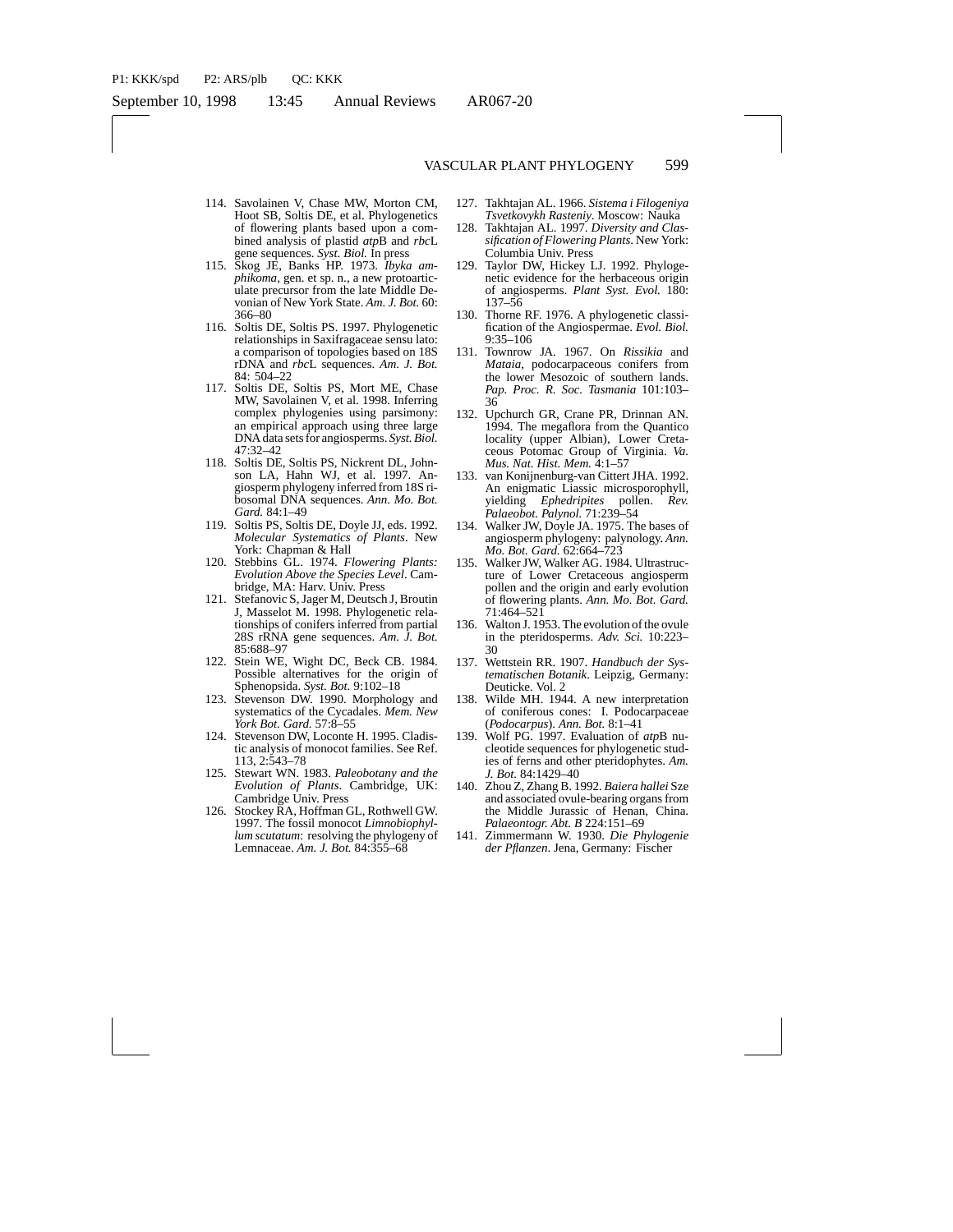114. Savolainen V, Chase MW, Morton CM, Hoot SB, Soltis DE, et al. Phylogenetics of flowering plants based upon a combined analysis of plastid *atp*B and *rbc*L gene sequences. *Syst. Biol.* In press
115. Skog JE, Banks HP. 1973. *Ibyka amphikoma*, gen. et sp. n., a new protoarticulate precursor from the late Middle Devonian of New York State. *Am. J. Bot.* 60: 366–80
116. Soltis DE, Soltis PS. 1997. Phylogenetic relationships in Saxifragaceae sensu lato: a comparison of topologies based on 18S rDNA and *rbc*L sequences. *Am. J. Bot.* 84: 504–22
117. Soltis DE, Soltis PS, Mort ME, Chase MW, Savolainen V, et al. 1998. Inferring complex phylogenies using parsimony: an empirical approach using three large DNA data sets for angiosperms. *Syst. Biol.* 47:32–42
118. Soltis DE, Soltis PS, Nickrent DL, Johnson LA, Hahn WJ, et al. 1997. Angiosperm phylogeny inferred from 18S ribosomal DNA sequences. *Ann. Mo. Bot. Gard.* 84:1–49
119. Soltis PS, Soltis DE, Doyle JJ, eds. 1992. *Molecular Systematics of Plants*. New York: Chapman & Hall
120. Stebbins GL. 1974. *Flowering Plants: Evolution Above the Species Level*. Cambridge, MA: Harv. Univ. Press
121. Stefanovic S, Jager M, Deutsch J, Broutin J, Masselot M. 1998. Phylogenetic relationships of conifers inferred from partial 28S rRNA gene sequences. *Am. J. Bot.* 85:688–97
122. Stein WE, Wight DC, Beck CB. 1984. Possible alternatives for the origin of Sphenopsida. *Syst. Bot.* 9:102–18
123. Stevenson DW. 1990. Morphology and systematics of the Cycadales. *Mem. New York Bot. Gard.* 57:8–55
124. Stevenson DW, Loconte H. 1995. Cladistic analysis of monocot families. See Ref. 113, 2:543–78
125. Stewart WN. 1983. *Paleobotany and the Evolution of Plants*. Cambridge, UK: Cambridge Univ. Press
126. Stockey RA, Hoffman GL, Rothwell GW. 1997. The fossil monocot *Limnobiophyllum scutatum*: resolving the phylogeny of Lemnaceae. *Am. J. Bot.* 84:355–68
127. Takhtajan AL. 1966. *Sistema i Filogeniya Tsvetkovykh Rasteniy*. Moscow: Nauka
128. Takhtajan AL. 1997. *Diversity and Classification of Flowering Plants*. New York: Columbia Univ. Press
129. Taylor DW, Hickey LJ. 1992. Phylogenetic evidence for the herbaceous origin of angiosperms. *Plant Syst. Evol.* 180: 137–56
130. Thorne RF. 1976. A phylogenetic classification of the Angiospermae. *Evol. Biol.* 9:35–106
131. Townrow JA. 1967. On *Rissikia* and *Mataia*, podocarpaceous conifers from the lower Mesozoic of southern lands. *Pap. Proc. R. Soc. Tasmania* 101:103–36
132. Upchurch GR, Crane PR, Drinnan AN. 1994. The megaflora from the Quantico locality (upper Albian), Lower Cretaceous Potomac Group of Virginia. *Va. Mus. Nat. Hist. Mem.* 4:1–57
133. van Konijnenburg-van Cittert JHA. 1992. An enigmatic Liassic microsporophyll, yielding *Ephedripites* pollen. *Rev. Palaeobot. Palynol.* 71:239–54
134. Walker JW, Doyle JA. 1975. The bases of angiosperm phylogeny: palynology. *Ann. Mo. Bot. Gard.* 62:664–723
135. Walker JW, Walker AG. 1984. Ultrastructure of Lower Cretaceous angiosperm pollen and the origin and early evolution of flowering plants. *Ann. Mo. Bot. Gard.* 71:464–521
136. Walton J. 1953. The evolution of the ovule in the pteridosperms. *Adv. Sci.* 10:223–30
137. Wettstein RR. 1907. *Handbuch der Systematischen Botanik*. Leipzig, Germany: Deuticke. Vol. 2
138. Wilde MH. 1944. A new interpretation of coniferous cones: I. Podocarpaceae (*Podocarpus*). *Ann. Bot.* 8:1–41
139. Wolf PG. 1997. Evaluation of *atp*B nucleotide sequences for phylogenetic studies of ferns and other pteridophytes. *Am. J. Bot.* 84:1429–40
140. Zhou Z, Zhang B. 1992. *Baiera hallei* Sze and associated ovule-bearing organs from the Middle Jurassic of Henan, China. *Palaeontogr. Abt. B* 224:151–69
141. Zimmermann W. 1930. *Die Phylogenie der Pflanzen*. Jena, Germany: Fischer